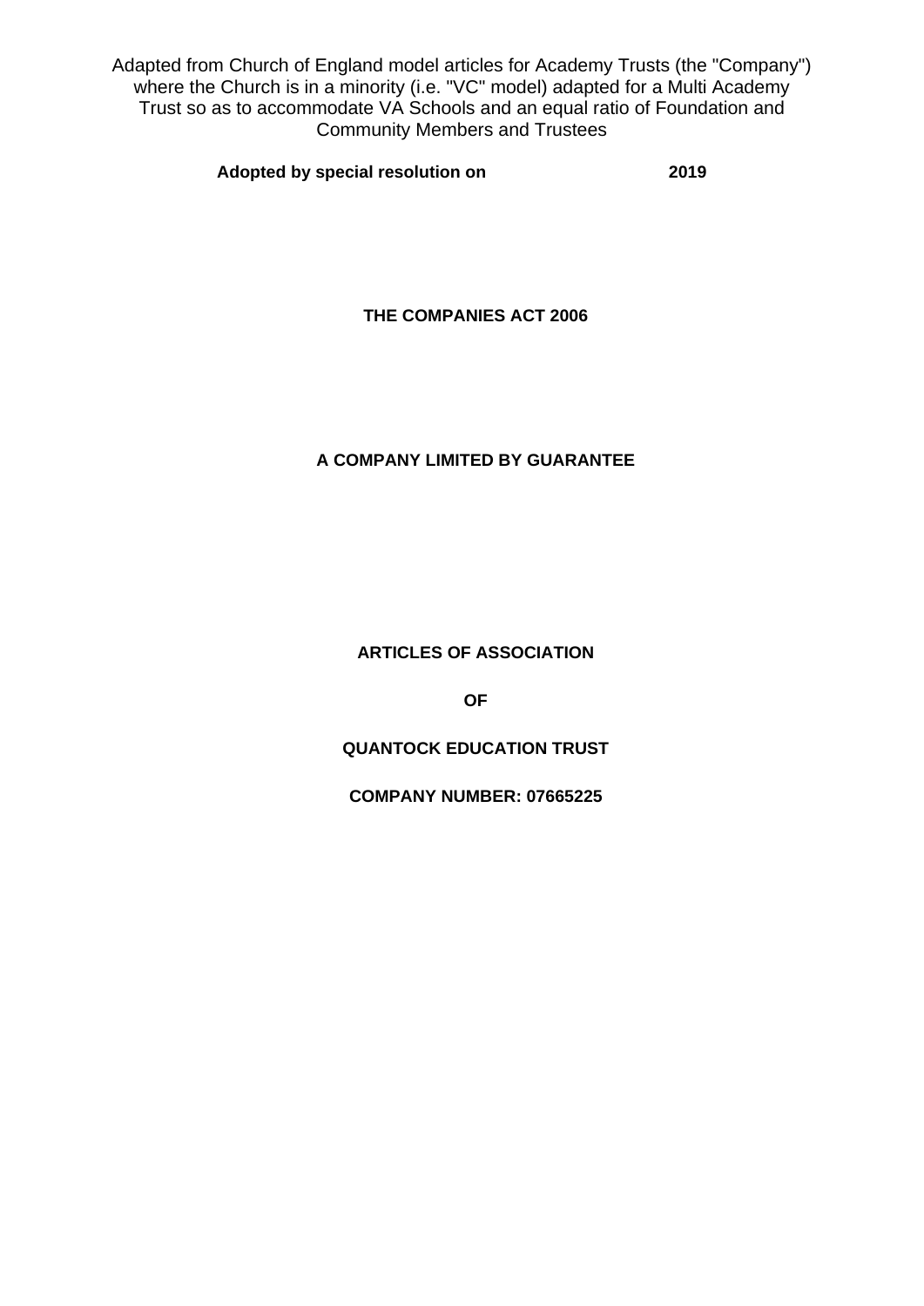Adapted from Church of England model articles for Academy Trusts (the "Company") where the Church is in a minority (i.e. "VC" model) adapted for a Multi Academy Trust so as to accommodate VA Schools and an equal ratio of Foundation and Community Members and Trustees

**Adopted by special resolution on 2019**

**THE COMPANIES ACT 2006**

**A COMPANY LIMITED BY GUARANTEE**

**ARTICLES OF ASSOCIATION**

**OF**

**QUANTOCK EDUCATION TRUST**

**COMPANY NUMBER: 07665225**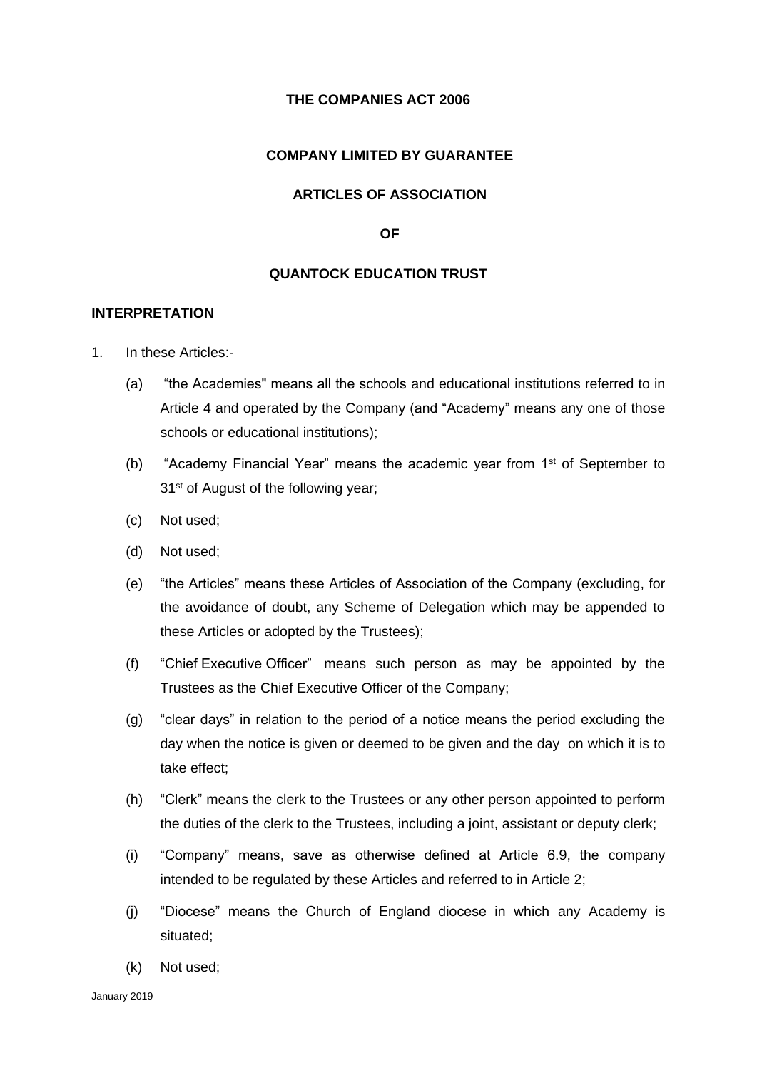**THE COMPANIES ACT 2006**

**COMPANY LIMITED BY GUARANTEE**

**ARTICLES OF ASSOCIATION**

**OF**

**QUANTOCK EDUCATION TRUST**

**INTERPRETATION**

1. In these Articles:-

   (a) "the Academies" means all the schools and educational institutions referred to in Article 4 and operated by the Company (and "Academy" means any one of those schools or educational institutions);

   (b) "Academy Financial Year" means the academic year from 1st of September to 31st of August of the following year;

   (c) Not used;

   (d) Not used;

   (e) "the Articles" means these Articles of Association of the Company (excluding, for the avoidance of doubt, any Scheme of Delegation which may be appended to these Articles or adopted by the Trustees);

   (f) "Chief Executive Officer" means such person as may be appointed by the Trustees as the Chief Executive Officer of the Company;

   (g) "clear days" in relation to the period of a notice means the period excluding the day when the notice is given or deemed to be given and the day on which it is to take effect;

   (h) "Clerk" means the clerk to the Trustees or any other person appointed to perform the duties of the clerk to the Trustees, including a joint, assistant or deputy clerk;

   (i) "Company" means, save as otherwise defined at Article 6.9, the company intended to be regulated by these Articles and referred to in Article 2;

   (j) "Diocese" means the Church of England diocese in which any Academy is situated;

   (k) Not used;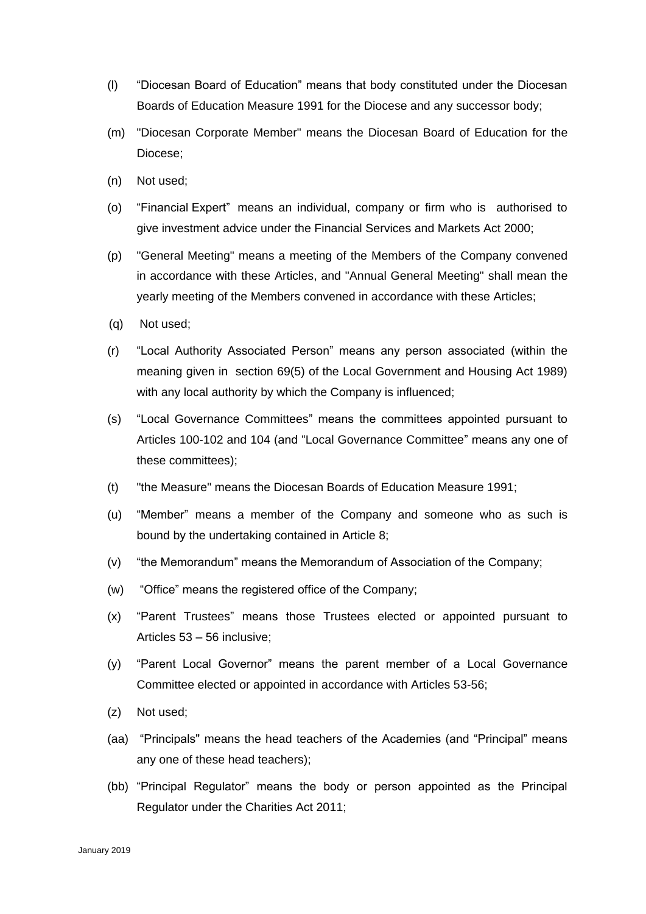(l) “Diocesan Board of Education” means that body constituted under the Diocesan Boards of Education Measure 1991 for the Diocese and any successor body;

(m) "Diocesan Corporate Member" means the Diocesan Board of Education for the Diocese;

(n) Not used;

(o) “Financial Expert” means an individual, company or firm who is authorised to give investment advice under the Financial Services and Markets Act 2000;

(p) "General Meeting" means a meeting of the Members of the Company convened in accordance with these Articles, and "Annual General Meeting" shall mean the yearly meeting of the Members convened in accordance with these Articles;

(q) Not used;

(r) “Local Authority Associated Person” means any person associated (within the meaning given in section 69(5) of the Local Government and Housing Act 1989) with any local authority by which the Company is influenced;

(s) “Local Governance Committees” means the committees appointed pursuant to Articles 100-102 and 104 (and “Local Governance Committee” means any one of these committees);

(t) "the Measure" means the Diocesan Boards of Education Measure 1991;

(u) “Member” means a member of the Company and someone who as such is bound by the undertaking contained in Article 8;

(v) “the Memorandum” means the Memorandum of Association of the Company;

(w) “Office” means the registered office of the Company;

(x) “Parent Trustees” means those Trustees elected or appointed pursuant to Articles 53 – 56 inclusive;

(y) “Parent Local Governor” means the parent member of a Local Governance Committee elected or appointed in accordance with Articles 53-56;

(z) Not used;

(aa) “Principals" means the head teachers of the Academies (and “Principal” means any one of these head teachers);

(bb) “Principal Regulator” means the body or person appointed as the Principal Regulator under the Charities Act 2011;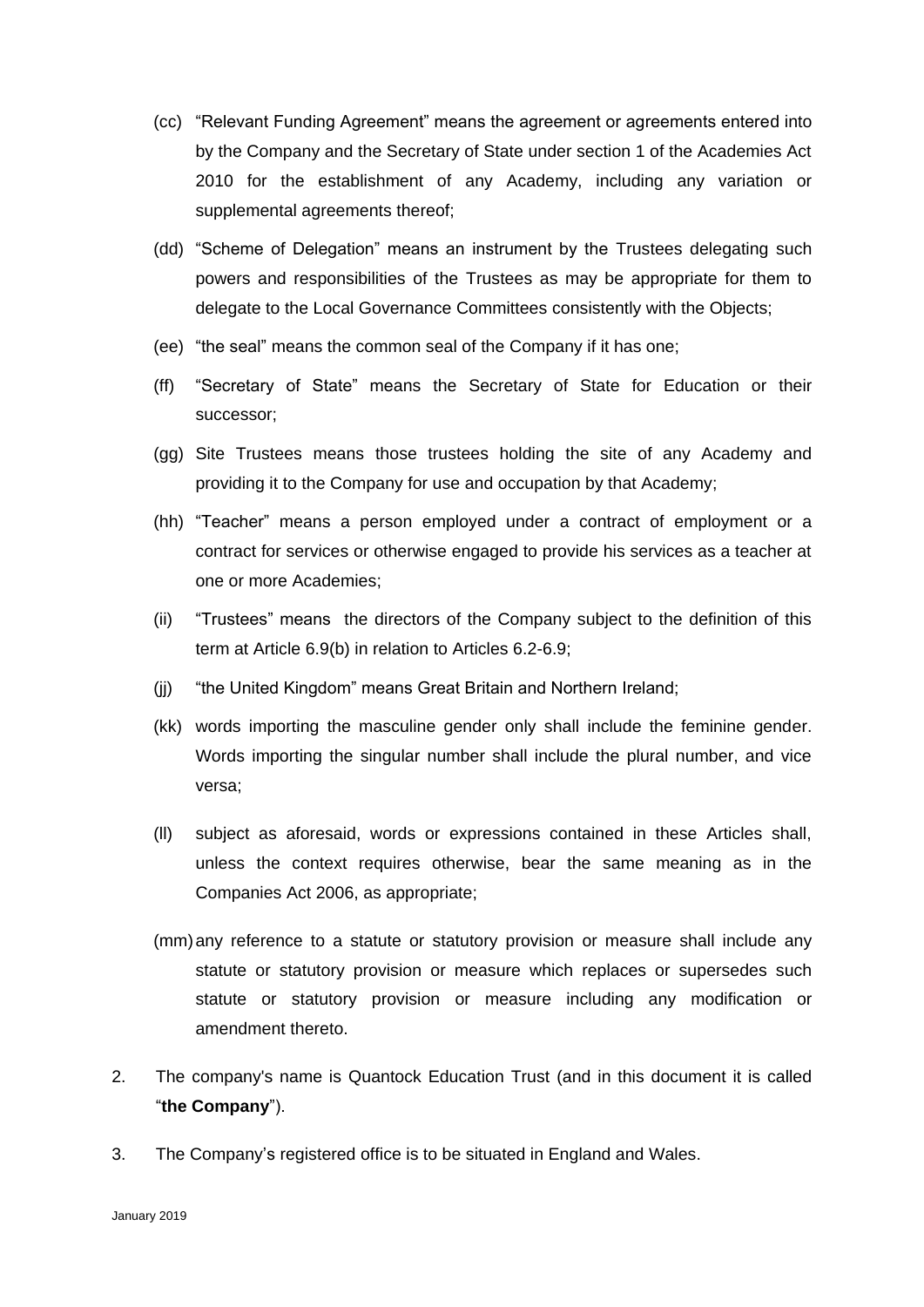(cc) "Relevant Funding Agreement" means the agreement or agreements entered into by the Company and the Secretary of State under section 1 of the Academies Act 2010 for the establishment of any Academy, including any variation or supplemental agreements thereof;

(dd) "Scheme of Delegation" means an instrument by the Trustees delegating such powers and responsibilities of the Trustees as may be appropriate for them to delegate to the Local Governance Committees consistently with the Objects;

(ee) "the seal" means the common seal of the Company if it has one;

(ff) "Secretary of State" means the Secretary of State for Education or their successor;

(gg) Site Trustees means those trustees holding the site of any Academy and providing it to the Company for use and occupation by that Academy;

(hh) "Teacher" means a person employed under a contract of employment or a contract for services or otherwise engaged to provide his services as a teacher at one or more Academies;

(ii) "Trustees" means the directors of the Company subject to the definition of this term at Article 6.9(b) in relation to Articles 6.2-6.9;

(jj) "the United Kingdom" means Great Britain and Northern Ireland;

(kk) words importing the masculine gender only shall include the feminine gender. Words importing the singular number shall include the plural number, and vice versa;

(ll) subject as aforesaid, words or expressions contained in these Articles shall, unless the context requires otherwise, bear the same meaning as in the Companies Act 2006, as appropriate;

(mm) any reference to a statute or statutory provision or measure shall include any statute or statutory provision or measure which replaces or supersedes such statute or statutory provision or measure including any modification or amendment thereto.

2. The company's name is Quantock Education Trust (and in this document it is called "**the Company**").

3. The Company's registered office is to be situated in England and Wales.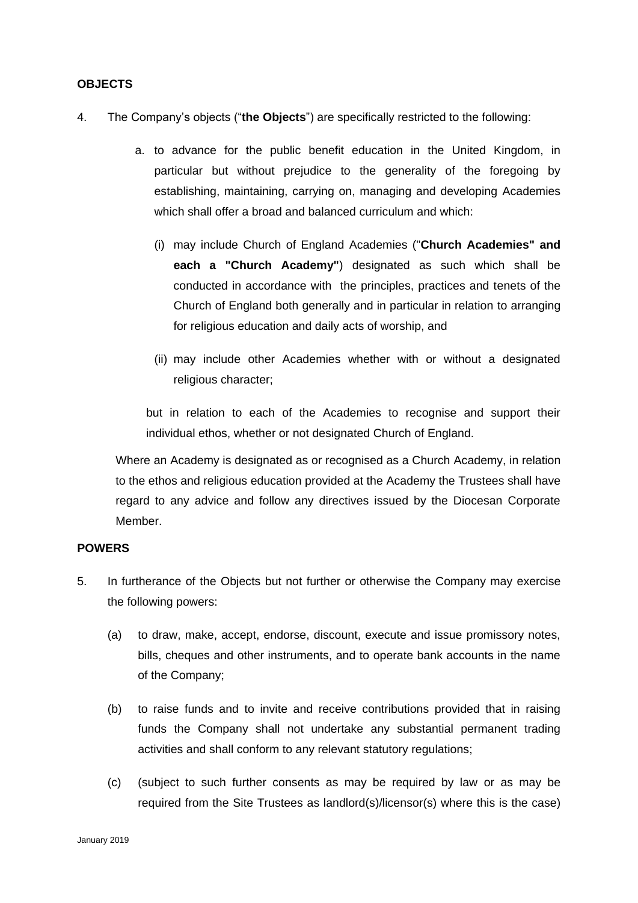**OBJECTS**

4. The Company's objects ("**the Objects**") are specifically restricted to the following:

   a. to advance for the public benefit education in the United Kingdom, in particular but without prejudice to the generality of the foregoing by establishing, maintaining, carrying on, managing and developing Academies which shall offer a broad and balanced curriculum and which:

      (i) may include Church of England Academies ("**Church Academies" and each a "Church Academy"**) designated as such which shall be conducted in accordance with the principles, practices and tenets of the Church of England both generally and in particular in relation to arranging for religious education and daily acts of worship, and

      (ii) may include other Academies whether with or without a designated religious character;

   but in relation to each of the Academies to recognise and support their individual ethos, whether or not designated Church of England.

   Where an Academy is designated as or recognised as a Church Academy, in relation to the ethos and religious education provided at the Academy the Trustees shall have regard to any advice and follow any directives issued by the Diocesan Corporate Member.

**POWERS**

5. In furtherance of the Objects but not further or otherwise the Company may exercise the following powers:

   (a) to draw, make, accept, endorse, discount, execute and issue promissory notes, bills, cheques and other instruments, and to operate bank accounts in the name of the Company;

   (b) to raise funds and to invite and receive contributions provided that in raising funds the Company shall not undertake any substantial permanent trading activities and shall conform to any relevant statutory regulations;

   (c) (subject to such further consents as may be required by law or as may be required from the Site Trustees as landlord(s)/licensor(s) where this is the case)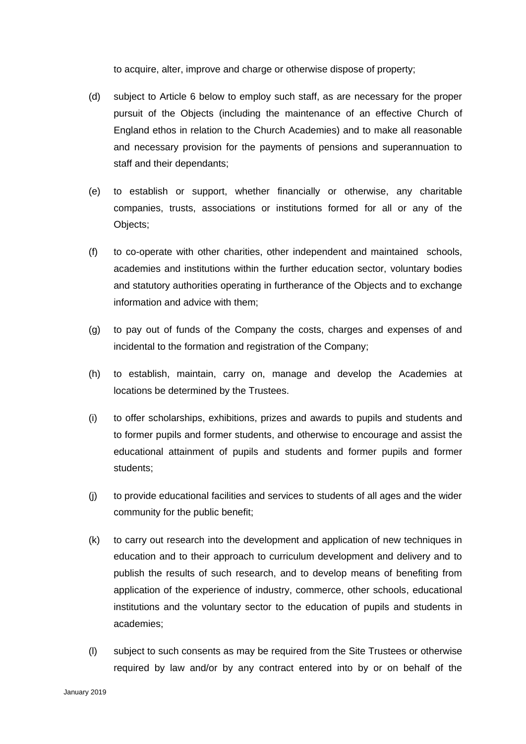to acquire, alter, improve and charge or otherwise dispose of property;

(d) subject to Article 6 below to employ such staff, as are necessary for the proper pursuit of the Objects (including the maintenance of an effective Church of England ethos in relation to the Church Academies) and to make all reasonable and necessary provision for the payments of pensions and superannuation to staff and their dependants;

(e) to establish or support, whether financially or otherwise, any charitable companies, trusts, associations or institutions formed for all or any of the Objects;

(f) to co-operate with other charities, other independent and maintained schools, academies and institutions within the further education sector, voluntary bodies and statutory authorities operating in furtherance of the Objects and to exchange information and advice with them;

(g) to pay out of funds of the Company the costs, charges and expenses of and incidental to the formation and registration of the Company;

(h) to establish, maintain, carry on, manage and develop the Academies at locations be determined by the Trustees.

(i) to offer scholarships, exhibitions, prizes and awards to pupils and students and to former pupils and former students, and otherwise to encourage and assist the educational attainment of pupils and students and former pupils and former students;

(j) to provide educational facilities and services to students of all ages and the wider community for the public benefit;

(k) to carry out research into the development and application of new techniques in education and to their approach to curriculum development and delivery and to publish the results of such research, and to develop means of benefiting from application of the experience of industry, commerce, other schools, educational institutions and the voluntary sector to the education of pupils and students in academies;

(l) subject to such consents as may be required from the Site Trustees or otherwise required by law and/or by any contract entered into by or on behalf of the

January 2019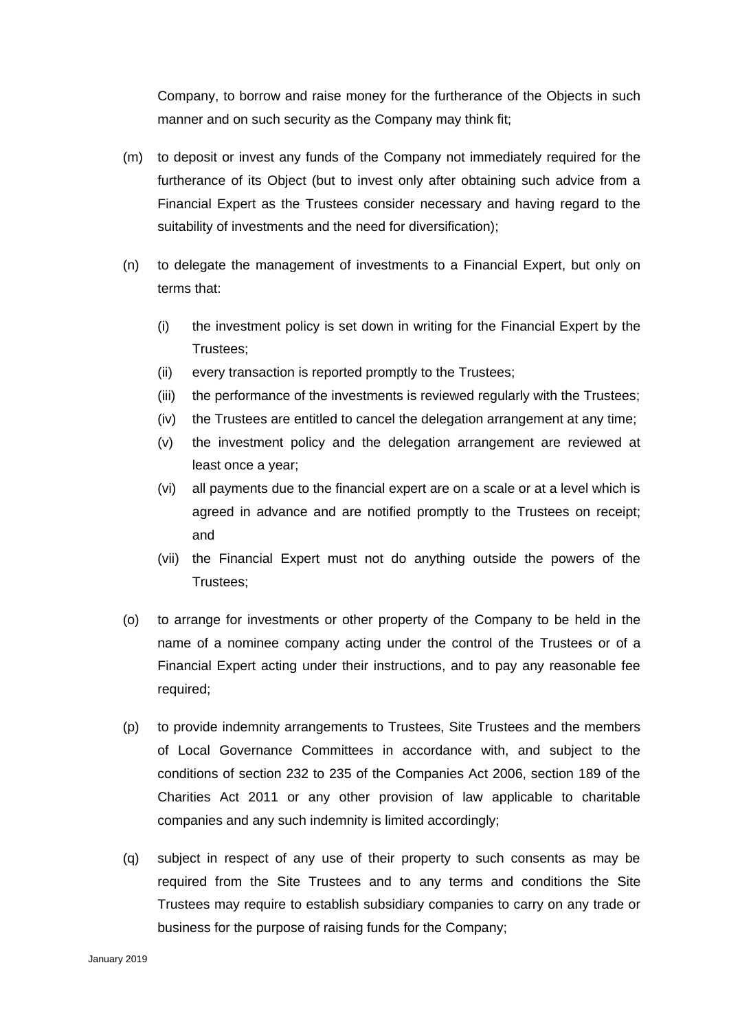Company, to borrow and raise money for the furtherance of the Objects in such manner and on such security as the Company may think fit;

(m) to deposit or invest any funds of the Company not immediately required for the furtherance of its Object (but to invest only after obtaining such advice from a Financial Expert as the Trustees consider necessary and having regard to the suitability of investments and the need for diversification);

(n) to delegate the management of investments to a Financial Expert, but only on terms that:

   (i) the investment policy is set down in writing for the Financial Expert by the Trustees;
   (ii) every transaction is reported promptly to the Trustees;
   (iii) the performance of the investments is reviewed regularly with the Trustees;
   (iv) the Trustees are entitled to cancel the delegation arrangement at any time;
   (v) the investment policy and the delegation arrangement are reviewed at least once a year;
   (vi) all payments due to the financial expert are on a scale or at a level which is agreed in advance and are notified promptly to the Trustees on receipt; and
   (vii) the Financial Expert must not do anything outside the powers of the Trustees;

(o) to arrange for investments or other property of the Company to be held in the name of a nominee company acting under the control of the Trustees or of a Financial Expert acting under their instructions, and to pay any reasonable fee required;

(p) to provide indemnity arrangements to Trustees, Site Trustees and the members of Local Governance Committees in accordance with, and subject to the conditions of section 232 to 235 of the Companies Act 2006, section 189 of the Charities Act 2011 or any other provision of law applicable to charitable companies and any such indemnity is limited accordingly;

(q) subject in respect of any use of their property to such consents as may be required from the Site Trustees and to any terms and conditions the Site Trustees may require to establish subsidiary companies to carry on any trade or business for the purpose of raising funds for the Company;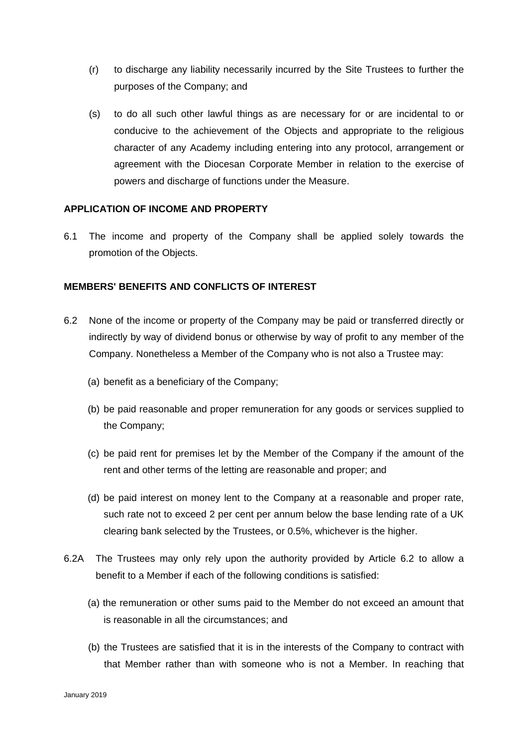(r) to discharge any liability necessarily incurred by the Site Trustees to further the purposes of the Company; and

(s) to do all such other lawful things as are necessary for or are incidental to or conducive to the achievement of the Objects and appropriate to the religious character of any Academy including entering into any protocol, arrangement or agreement with the Diocesan Corporate Member in relation to the exercise of powers and discharge of functions under the Measure.

**APPLICATION OF INCOME AND PROPERTY**

6.1 The income and property of the Company shall be applied solely towards the promotion of the Objects.

**MEMBERS' BENEFITS AND CONFLICTS OF INTEREST**

6.2 None of the income or property of the Company may be paid or transferred directly or indirectly by way of dividend bonus or otherwise by way of profit to any member of the Company. Nonetheless a Member of the Company who is not also a Trustee may:

(a) benefit as a beneficiary of the Company;

(b) be paid reasonable and proper remuneration for any goods or services supplied to the Company;

(c) be paid rent for premises let by the Member of the Company if the amount of the rent and other terms of the letting are reasonable and proper; and

(d) be paid interest on money lent to the Company at a reasonable and proper rate, such rate not to exceed 2 per cent per annum below the base lending rate of a UK clearing bank selected by the Trustees, or 0.5%, whichever is the higher.

6.2A The Trustees may only rely upon the authority provided by Article 6.2 to allow a benefit to a Member if each of the following conditions is satisfied:

(a) the remuneration or other sums paid to the Member do not exceed an amount that is reasonable in all the circumstances; and

(b) the Trustees are satisfied that it is in the interests of the Company to contract with that Member rather than with someone who is not a Member. In reaching that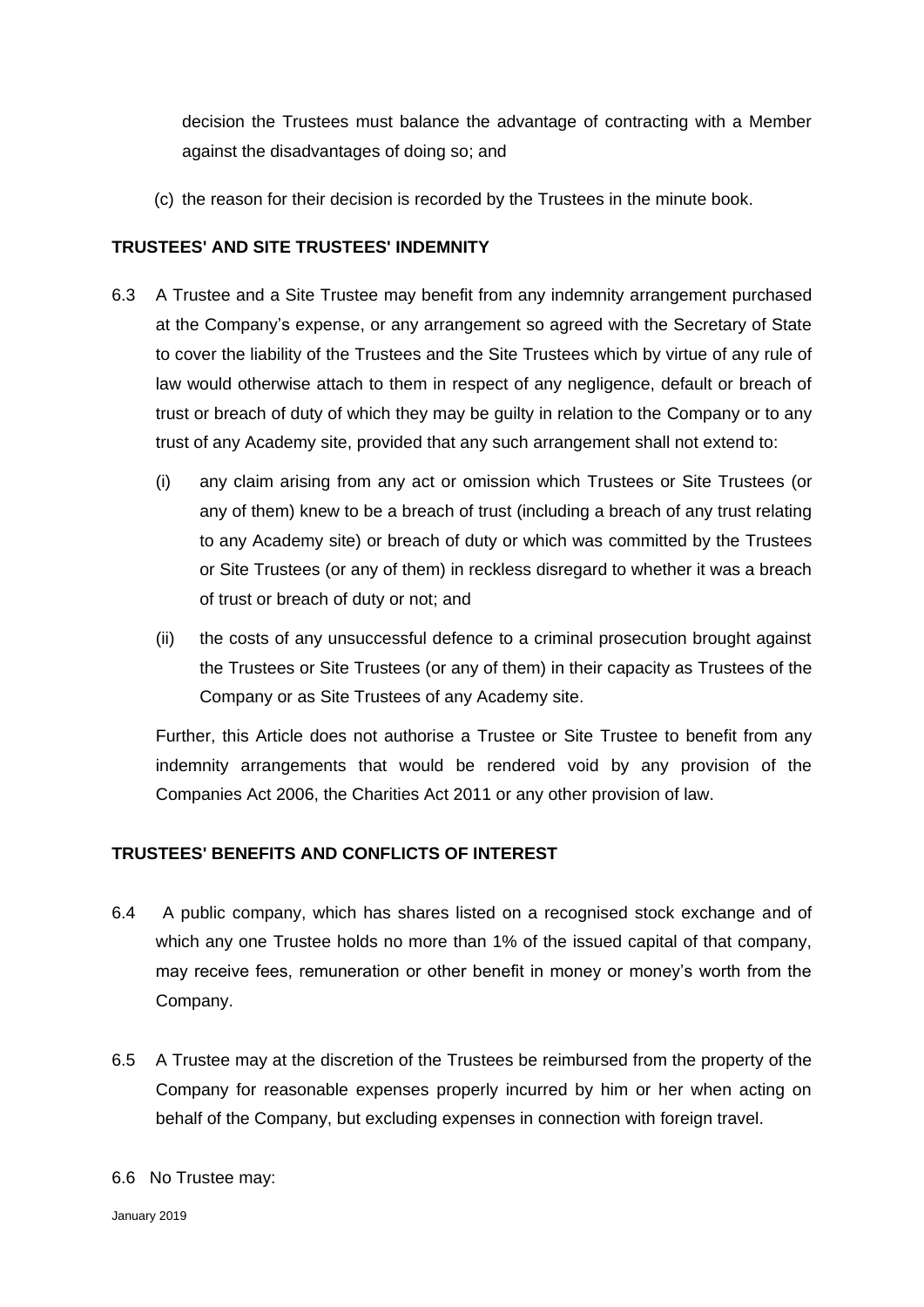decision the Trustees must balance the advantage of contracting with a Member against the disadvantages of doing so; and

(c) the reason for their decision is recorded by the Trustees in the minute book.

**TRUSTEES' AND SITE TRUSTEES' INDEMNITY**

6.3 A Trustee and a Site Trustee may benefit from any indemnity arrangement purchased at the Company's expense, or any arrangement so agreed with the Secretary of State to cover the liability of the Trustees and the Site Trustees which by virtue of any rule of law would otherwise attach to them in respect of any negligence, default or breach of trust or breach of duty of which they may be guilty in relation to the Company or to any trust of any Academy site, provided that any such arrangement shall not extend to:

(i) any claim arising from any act or omission which Trustees or Site Trustees (or any of them) knew to be a breach of trust (including a breach of any trust relating to any Academy site) or breach of duty or which was committed by the Trustees or Site Trustees (or any of them) in reckless disregard to whether it was a breach of trust or breach of duty or not; and

(ii) the costs of any unsuccessful defence to a criminal prosecution brought against the Trustees or Site Trustees (or any of them) in their capacity as Trustees of the Company or as Site Trustees of any Academy site.

Further, this Article does not authorise a Trustee or Site Trustee to benefit from any indemnity arrangements that would be rendered void by any provision of the Companies Act 2006, the Charities Act 2011 or any other provision of law.

**TRUSTEES' BENEFITS AND CONFLICTS OF INTEREST**

6.4 A public company, which has shares listed on a recognised stock exchange and of which any one Trustee holds no more than 1% of the issued capital of that company, may receive fees, remuneration or other benefit in money or money's worth from the Company.

6.5 A Trustee may at the discretion of the Trustees be reimbursed from the property of the Company for reasonable expenses properly incurred by him or her when acting on behalf of the Company, but excluding expenses in connection with foreign travel.

6.6 No Trustee may: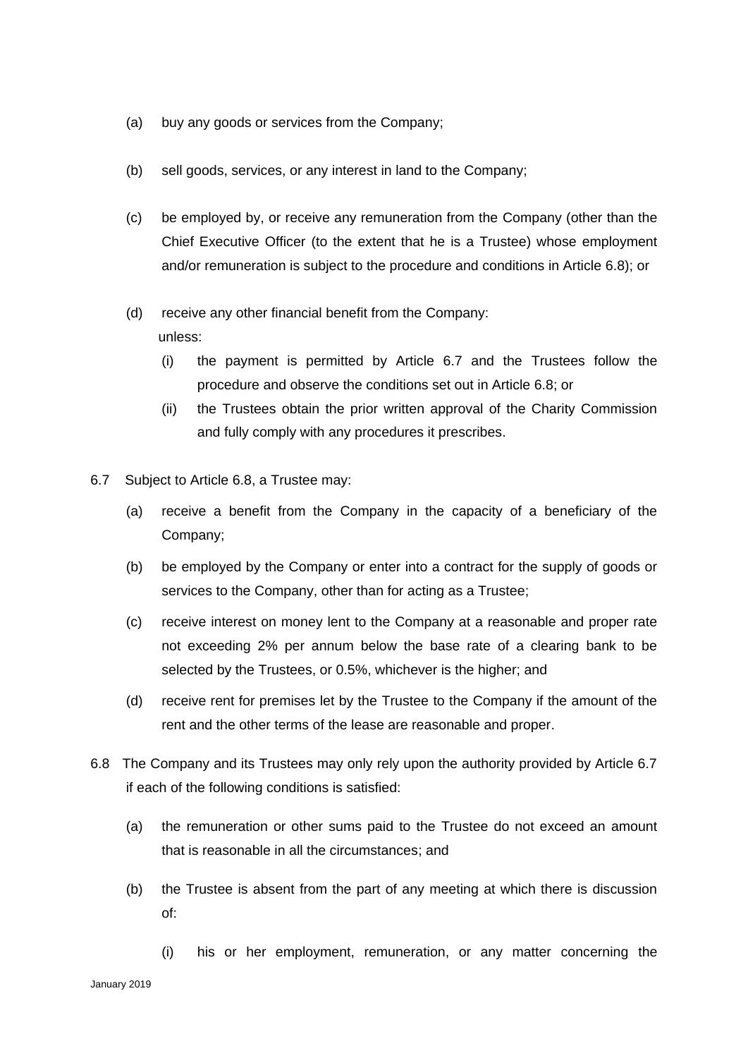(a) buy any goods or services from the Company;

(b) sell goods, services, or any interest in land to the Company;

(c) be employed by, or receive any remuneration from the Company (other than the Chief Executive Officer (to the extent that he is a Trustee) whose employment and/or remuneration is subject to the procedure and conditions in Article 6.8); or

(d) receive any other financial benefit from the Company:

unless:

(i) the payment is permitted by Article 6.7 and the Trustees follow the procedure and observe the conditions set out in Article 6.8; or

(ii) the Trustees obtain the prior written approval of the Charity Commission and fully comply with any procedures it prescribes.

6.7 Subject to Article 6.8, a Trustee may:

(a) receive a benefit from the Company in the capacity of a beneficiary of the Company;

(b) be employed by the Company or enter into a contract for the supply of goods or services to the Company, other than for acting as a Trustee;

(c) receive interest on money lent to the Company at a reasonable and proper rate not exceeding 2% per annum below the base rate of a clearing bank to be selected by the Trustees, or 0.5%, whichever is the higher; and

(d) receive rent for premises let by the Trustee to the Company if the amount of the rent and the other terms of the lease are reasonable and proper.

6.8 The Company and its Trustees may only rely upon the authority provided by Article 6.7 if each of the following conditions is satisfied:

(a) the remuneration or other sums paid to the Trustee do not exceed an amount that is reasonable in all the circumstances; and

(b) the Trustee is absent from the part of any meeting at which there is discussion of:

(i) his or her employment, remuneration, or any matter concerning the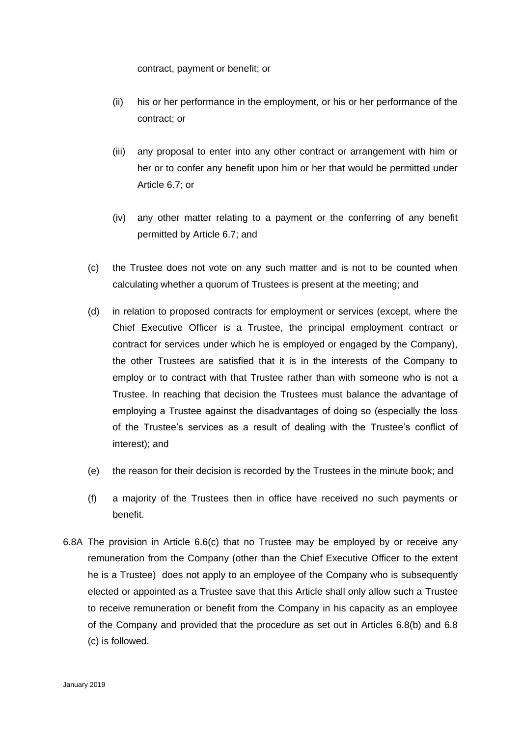contract, payment or benefit; or

(ii) his or her performance in the employment, or his or her performance of the contract; or

(iii) any proposal to enter into any other contract or arrangement with him or her or to confer any benefit upon him or her that would be permitted under Article 6.7; or

(iv) any other matter relating to a payment or the conferring of any benefit permitted by Article 6.7; and

(c) the Trustee does not vote on any such matter and is not to be counted when calculating whether a quorum of Trustees is present at the meeting; and

(d) in relation to proposed contracts for employment or services (except, where the Chief Executive Officer is a Trustee, the principal employment contract or contract for services under which he is employed or engaged by the Company), the other Trustees are satisfied that it is in the interests of the Company to employ or to contract with that Trustee rather than with someone who is not a Trustee. In reaching that decision the Trustees must balance the advantage of employing a Trustee against the disadvantages of doing so (especially the loss of the Trustee's services as a result of dealing with the Trustee's conflict of interest); and

(e) the reason for their decision is recorded by the Trustees in the minute book; and

(f) a majority of the Trustees then in office have received no such payments or benefit.

6.8A The provision in Article 6.6(c) that no Trustee may be employed by or receive any remuneration from the Company (other than the Chief Executive Officer to the extent he is a Trustee) does not apply to an employee of the Company who is subsequently elected or appointed as a Trustee save that this Article shall only allow such a Trustee to receive remuneration or benefit from the Company in his capacity as an employee of the Company and provided that the procedure as set out in Articles 6.8(b) and 6.8 (c) is followed.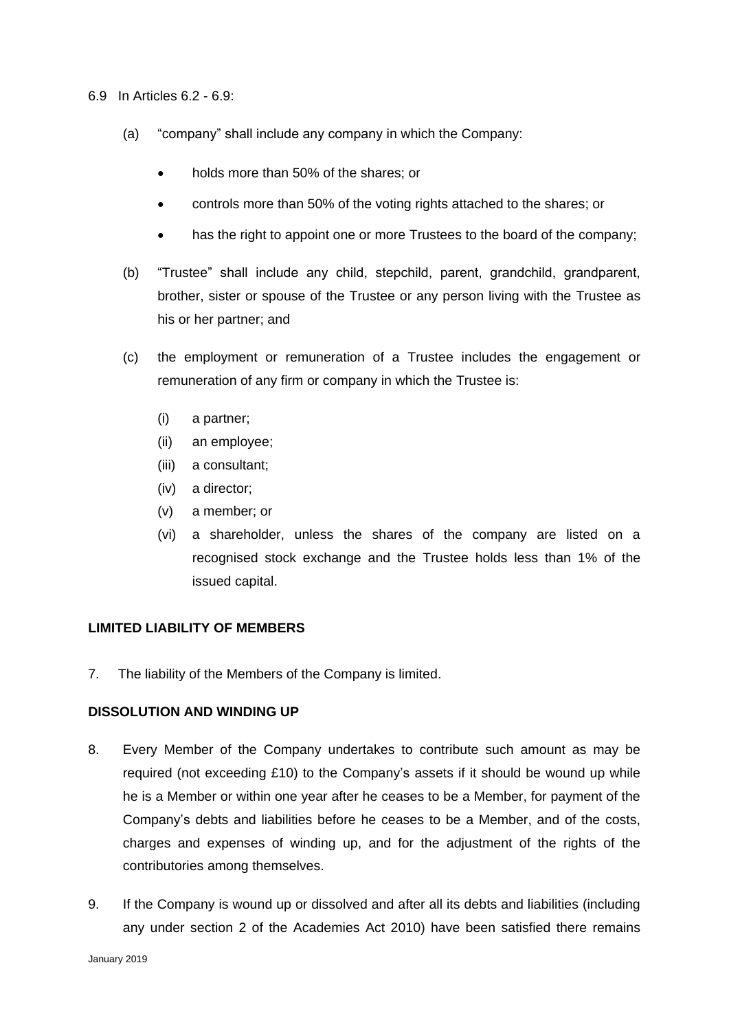6.9 In Articles 6.2 - 6.9:

(a) "company" shall include any company in which the Company:

- holds more than 50% of the shares; or
- controls more than 50% of the voting rights attached to the shares; or
- has the right to appoint one or more Trustees to the board of the company;

(b) "Trustee" shall include any child, stepchild, parent, grandchild, grandparent, brother, sister or spouse of the Trustee or any person living with the Trustee as his or her partner; and

(c) the employment or remuneration of a Trustee includes the engagement or remuneration of any firm or company in which the Trustee is:

(i) a partner;
(ii) an employee;
(iii) a consultant;
(iv) a director;
(v) a member; or
(vi) a shareholder, unless the shares of the company are listed on a recognised stock exchange and the Trustee holds less than 1% of the issued capital.

**LIMITED LIABILITY OF MEMBERS**

7. The liability of the Members of the Company is limited.

**DISSOLUTION AND WINDING UP**

8. Every Member of the Company undertakes to contribute such amount as may be required (not exceeding £10) to the Company's assets if it should be wound up while he is a Member or within one year after he ceases to be a Member, for payment of the Company's debts and liabilities before he ceases to be a Member, and of the costs, charges and expenses of winding up, and for the adjustment of the rights of the contributories among themselves.

9. If the Company is wound up or dissolved and after all its debts and liabilities (including any under section 2 of the Academies Act 2010) have been satisfied there remains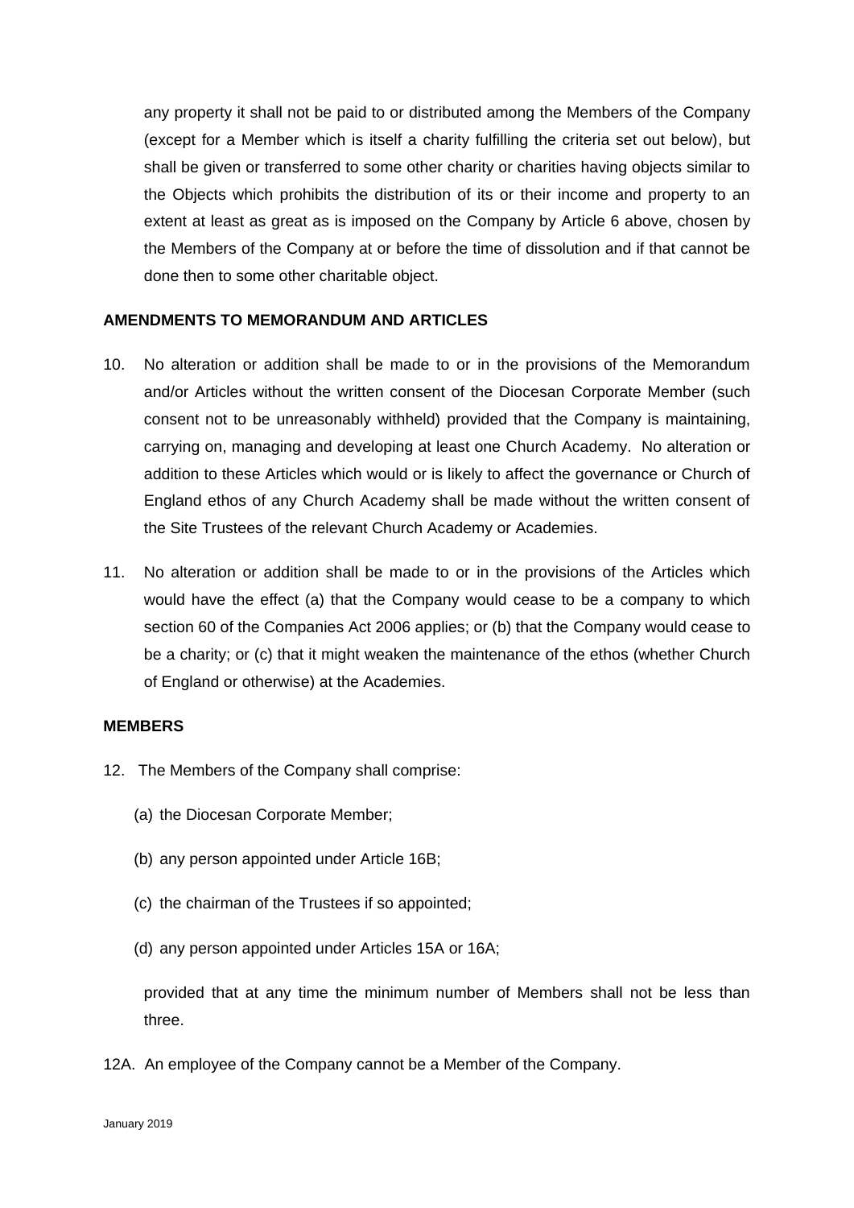any property it shall not be paid to or distributed among the Members of the Company (except for a Member which is itself a charity fulfilling the criteria set out below), but shall be given or transferred to some other charity or charities having objects similar to the Objects which prohibits the distribution of its or their income and property to an extent at least as great as is imposed on the Company by Article 6 above, chosen by the Members of the Company at or before the time of dissolution and if that cannot be done then to some other charitable object.

**AMENDMENTS TO MEMORANDUM AND ARTICLES**

10. No alteration or addition shall be made to or in the provisions of the Memorandum and/or Articles without the written consent of the Diocesan Corporate Member (such consent not to be unreasonably withheld) provided that the Company is maintaining, carrying on, managing and developing at least one Church Academy. No alteration or addition to these Articles which would or is likely to affect the governance or Church of England ethos of any Church Academy shall be made without the written consent of the Site Trustees of the relevant Church Academy or Academies.

11. No alteration or addition shall be made to or in the provisions of the Articles which would have the effect (a) that the Company would cease to be a company to which section 60 of the Companies Act 2006 applies; or (b) that the Company would cease to be a charity; or (c) that it might weaken the maintenance of the ethos (whether Church of England or otherwise) at the Academies.

**MEMBERS**

12. The Members of the Company shall comprise:

    (a) the Diocesan Corporate Member;

    (b) any person appointed under Article 16B;

    (c) the chairman of the Trustees if so appointed;

    (d) any person appointed under Articles 15A or 16A;

    provided that at any time the minimum number of Members shall not be less than three.

12A. An employee of the Company cannot be a Member of the Company.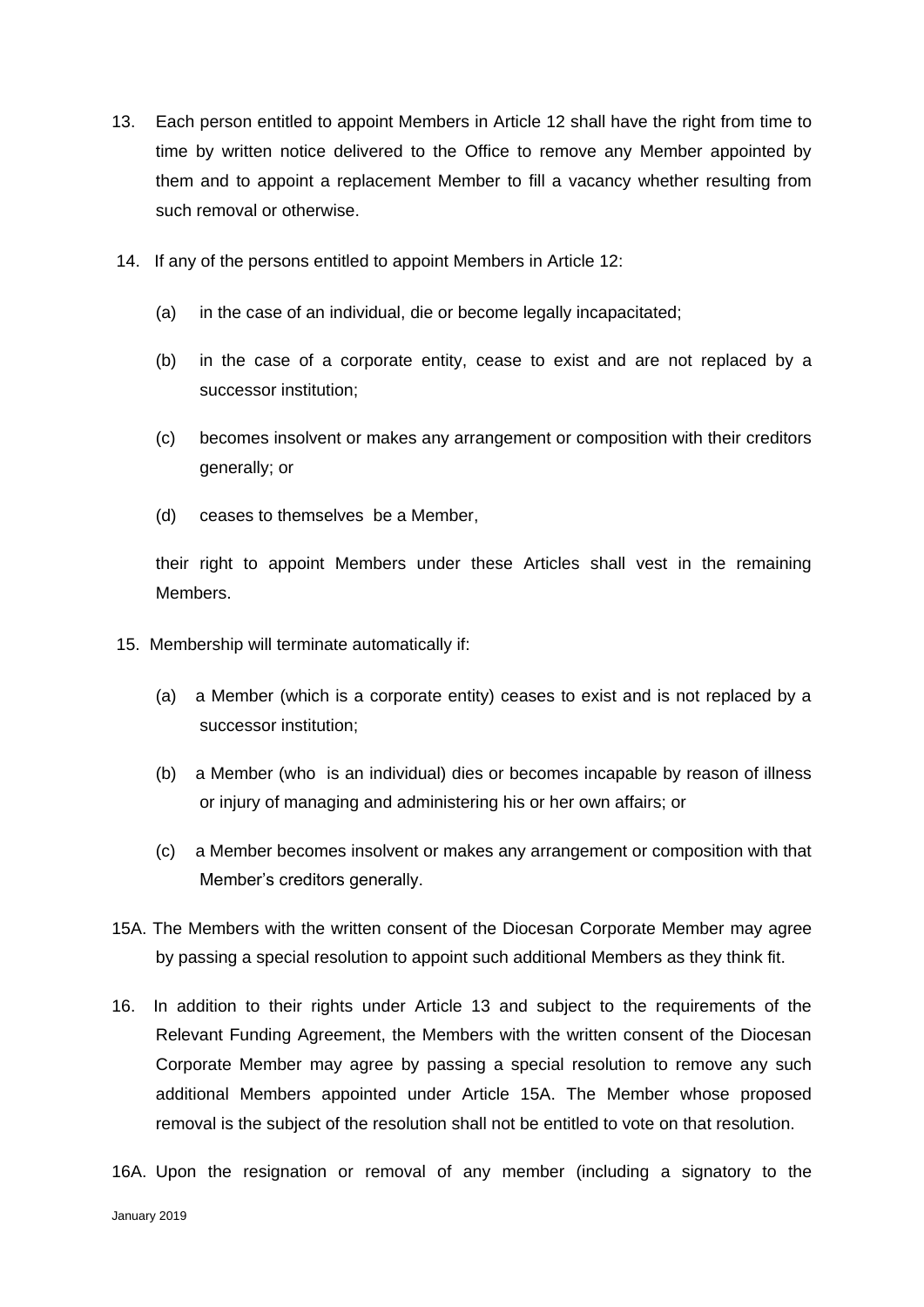13. Each person entitled to appoint Members in Article 12 shall have the right from time to time by written notice delivered to the Office to remove any Member appointed by them and to appoint a replacement Member to fill a vacancy whether resulting from such removal or otherwise.

14. If any of the persons entitled to appoint Members in Article 12:

    (a) in the case of an individual, die or become legally incapacitated;

    (b) in the case of a corporate entity, cease to exist and are not replaced by a successor institution;

    (c) becomes insolvent or makes any arrangement or composition with their creditors generally; or

    (d) ceases to themselves be a Member,

    their right to appoint Members under these Articles shall vest in the remaining Members.

15. Membership will terminate automatically if:

    (a) a Member (which is a corporate entity) ceases to exist and is not replaced by a successor institution;

    (b) a Member (who is an individual) dies or becomes incapable by reason of illness or injury of managing and administering his or her own affairs; or

    (c) a Member becomes insolvent or makes any arrangement or composition with that Member's creditors generally.

15A. The Members with the written consent of the Diocesan Corporate Member may agree by passing a special resolution to appoint such additional Members as they think fit.

16. In addition to their rights under Article 13 and subject to the requirements of the Relevant Funding Agreement, the Members with the written consent of the Diocesan Corporate Member may agree by passing a special resolution to remove any such additional Members appointed under Article 15A. The Member whose proposed removal is the subject of the resolution shall not be entitled to vote on that resolution.

16A. Upon the resignation or removal of any member (including a signatory to the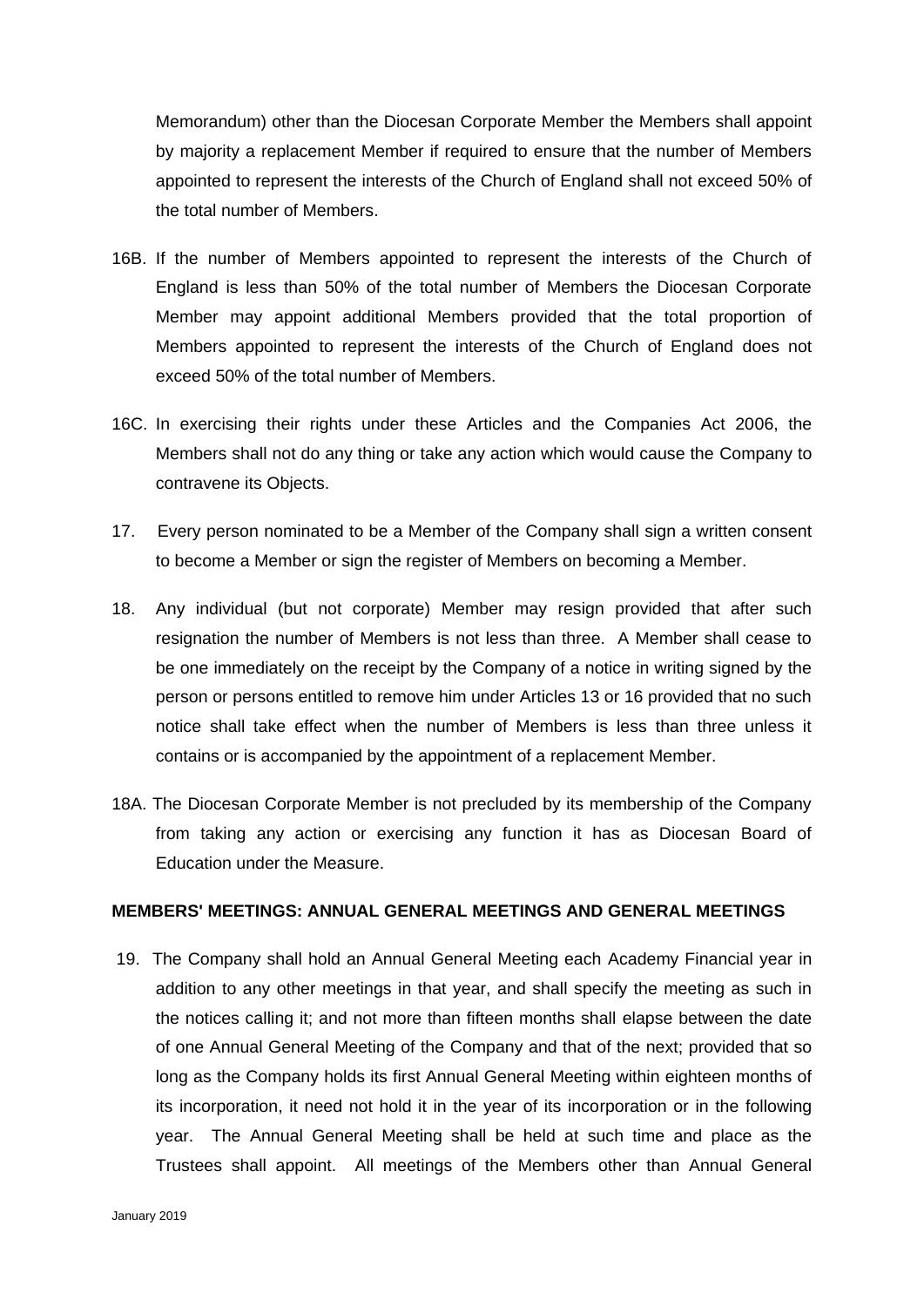Memorandum) other than the Diocesan Corporate Member the Members shall appoint by majority a replacement Member if required to ensure that the number of Members appointed to represent the interests of the Church of England shall not exceed 50% of the total number of Members.

16B. If the number of Members appointed to represent the interests of the Church of England is less than 50% of the total number of Members the Diocesan Corporate Member may appoint additional Members provided that the total proportion of Members appointed to represent the interests of the Church of England does not exceed 50% of the total number of Members.

16C. In exercising their rights under these Articles and the Companies Act 2006, the Members shall not do any thing or take any action which would cause the Company to contravene its Objects.

17. Every person nominated to be a Member of the Company shall sign a written consent to become a Member or sign the register of Members on becoming a Member.

18. Any individual (but not corporate) Member may resign provided that after such resignation the number of Members is not less than three. A Member shall cease to be one immediately on the receipt by the Company of a notice in writing signed by the person or persons entitled to remove him under Articles 13 or 16 provided that no such notice shall take effect when the number of Members is less than three unless it contains or is accompanied by the appointment of a replacement Member.

18A. The Diocesan Corporate Member is not precluded by its membership of the Company from taking any action or exercising any function it has as Diocesan Board of Education under the Measure.

**MEMBERS' MEETINGS: ANNUAL GENERAL MEETINGS AND GENERAL MEETINGS**

19. The Company shall hold an Annual General Meeting each Academy Financial year in addition to any other meetings in that year, and shall specify the meeting as such in the notices calling it; and not more than fifteen months shall elapse between the date of one Annual General Meeting of the Company and that of the next; provided that so long as the Company holds its first Annual General Meeting within eighteen months of its incorporation, it need not hold it in the year of its incorporation or in the following year. The Annual General Meeting shall be held at such time and place as the Trustees shall appoint. All meetings of the Members other than Annual General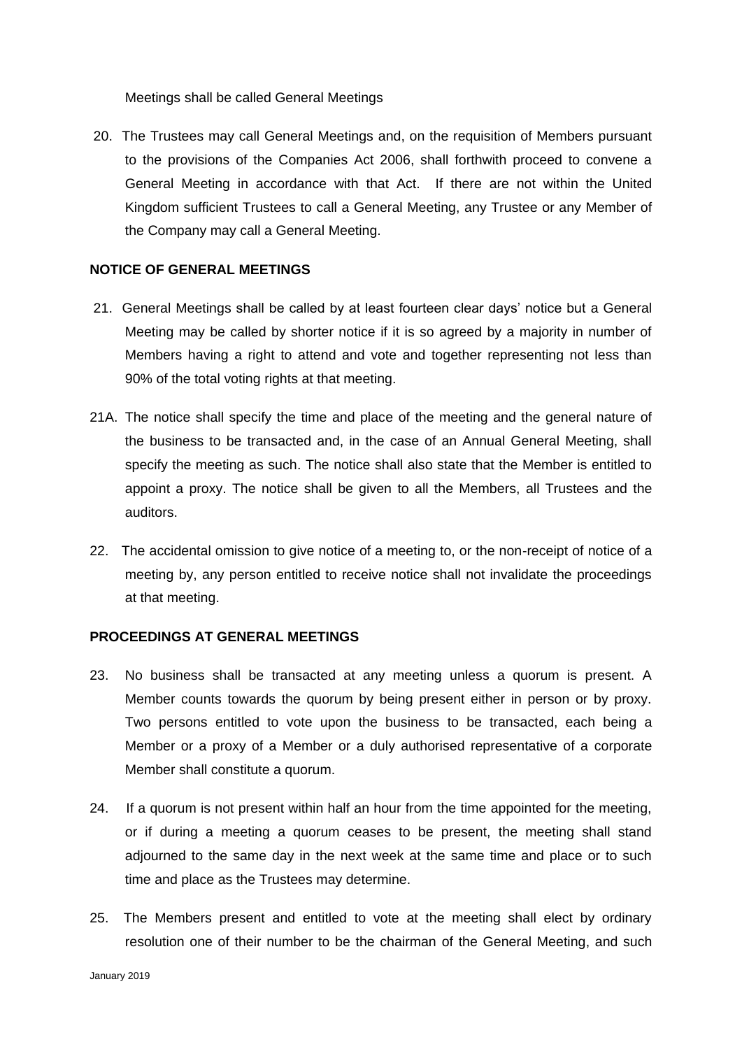Meetings shall be called General Meetings

20. The Trustees may call General Meetings and, on the requisition of Members pursuant to the provisions of the Companies Act 2006, shall forthwith proceed to convene a General Meeting in accordance with that Act. If there are not within the United Kingdom sufficient Trustees to call a General Meeting, any Trustee or any Member of the Company may call a General Meeting.

**NOTICE OF GENERAL MEETINGS**

21. General Meetings shall be called by at least fourteen clear days' notice but a General Meeting may be called by shorter notice if it is so agreed by a majority in number of Members having a right to attend and vote and together representing not less than 90% of the total voting rights at that meeting.

21A. The notice shall specify the time and place of the meeting and the general nature of the business to be transacted and, in the case of an Annual General Meeting, shall specify the meeting as such. The notice shall also state that the Member is entitled to appoint a proxy. The notice shall be given to all the Members, all Trustees and the auditors.

22. The accidental omission to give notice of a meeting to, or the non-receipt of notice of a meeting by, any person entitled to receive notice shall not invalidate the proceedings at that meeting.

**PROCEEDINGS AT GENERAL MEETINGS**

23. No business shall be transacted at any meeting unless a quorum is present. A Member counts towards the quorum by being present either in person or by proxy. Two persons entitled to vote upon the business to be transacted, each being a Member or a proxy of a Member or a duly authorised representative of a corporate Member shall constitute a quorum.

24. If a quorum is not present within half an hour from the time appointed for the meeting, or if during a meeting a quorum ceases to be present, the meeting shall stand adjourned to the same day in the next week at the same time and place or to such time and place as the Trustees may determine.

25. The Members present and entitled to vote at the meeting shall elect by ordinary resolution one of their number to be the chairman of the General Meeting, and such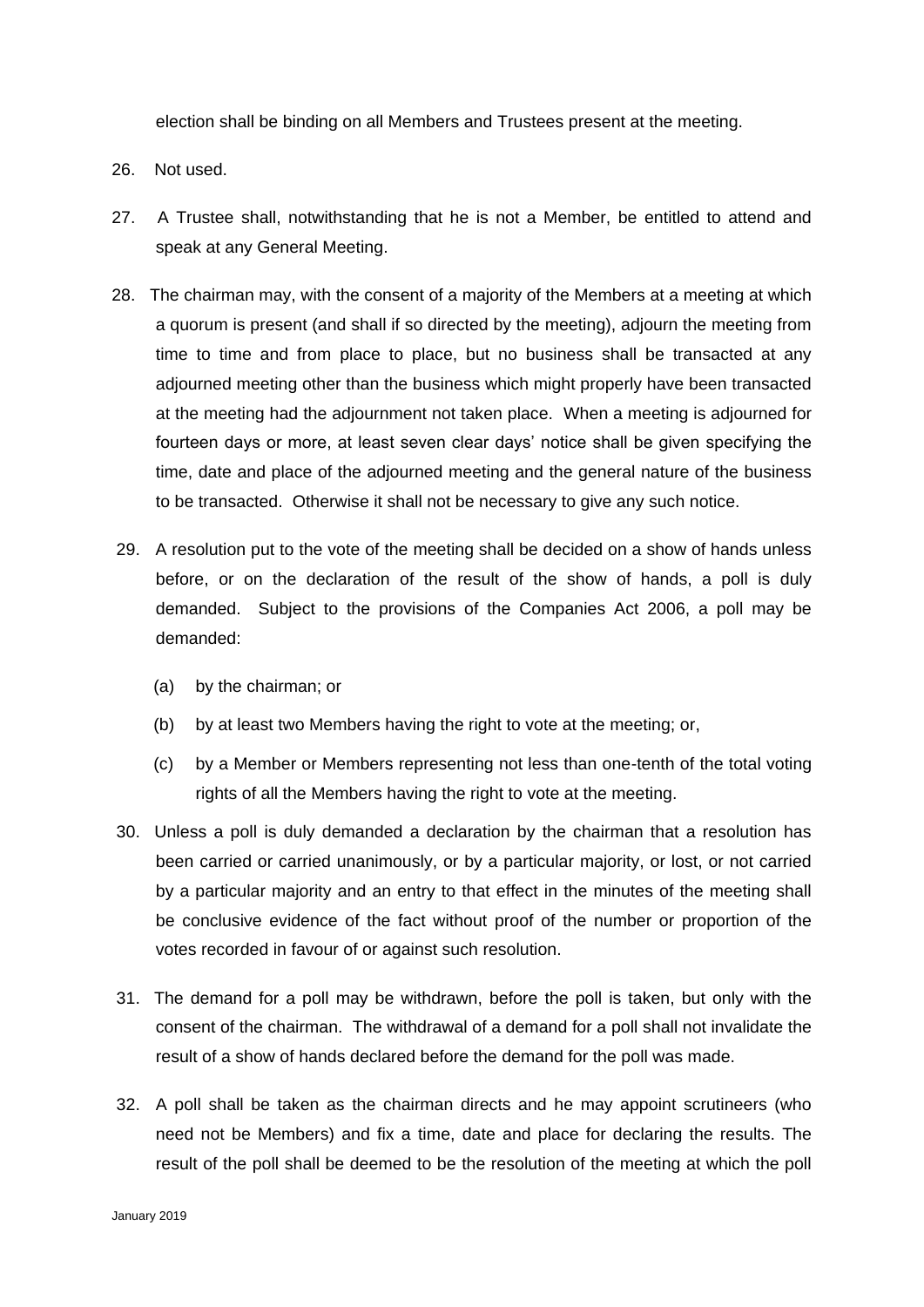election shall be binding on all Members and Trustees present at the meeting.

26. Not used.

27. A Trustee shall, notwithstanding that he is not a Member, be entitled to attend and speak at any General Meeting.

28. The chairman may, with the consent of a majority of the Members at a meeting at which a quorum is present (and shall if so directed by the meeting), adjourn the meeting from time to time and from place to place, but no business shall be transacted at any adjourned meeting other than the business which might properly have been transacted at the meeting had the adjournment not taken place. When a meeting is adjourned for fourteen days or more, at least seven clear days' notice shall be given specifying the time, date and place of the adjourned meeting and the general nature of the business to be transacted. Otherwise it shall not be necessary to give any such notice.

29. A resolution put to the vote of the meeting shall be decided on a show of hands unless before, or on the declaration of the result of the show of hands, a poll is duly demanded. Subject to the provisions of the Companies Act 2006, a poll may be demanded:

    (a) by the chairman; or

    (b) by at least two Members having the right to vote at the meeting; or,

    (c) by a Member or Members representing not less than one-tenth of the total voting rights of all the Members having the right to vote at the meeting.

30. Unless a poll is duly demanded a declaration by the chairman that a resolution has been carried or carried unanimously, or by a particular majority, or lost, or not carried by a particular majority and an entry to that effect in the minutes of the meeting shall be conclusive evidence of the fact without proof of the number or proportion of the votes recorded in favour of or against such resolution.

31. The demand for a poll may be withdrawn, before the poll is taken, but only with the consent of the chairman. The withdrawal of a demand for a poll shall not invalidate the result of a show of hands declared before the demand for the poll was made.

32. A poll shall be taken as the chairman directs and he may appoint scrutineers (who need not be Members) and fix a time, date and place for declaring the results. The result of the poll shall be deemed to be the resolution of the meeting at which the poll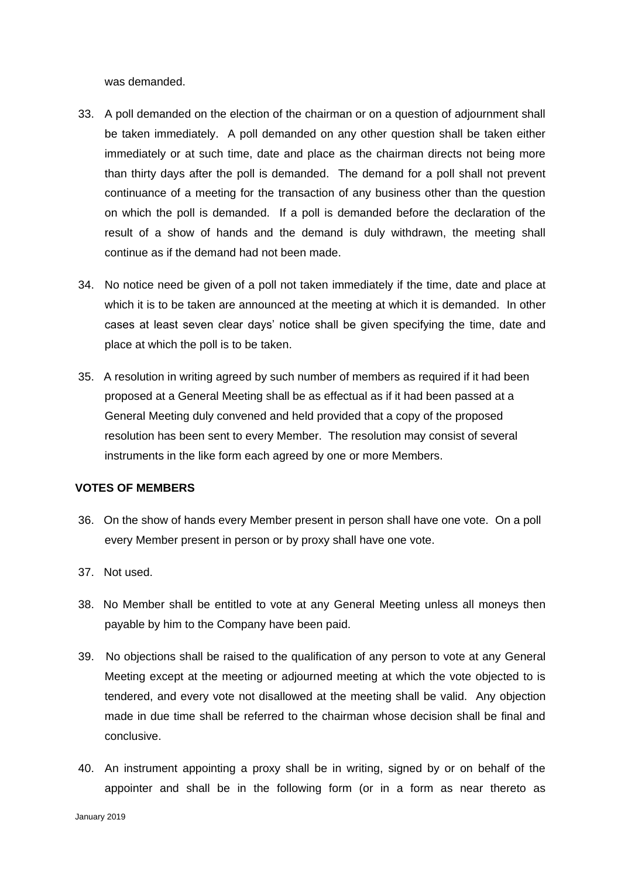was demanded.

33. A poll demanded on the election of the chairman or on a question of adjournment shall be taken immediately. A poll demanded on any other question shall be taken either immediately or at such time, date and place as the chairman directs not being more than thirty days after the poll is demanded. The demand for a poll shall not prevent continuance of a meeting for the transaction of any business other than the question on which the poll is demanded. If a poll is demanded before the declaration of the result of a show of hands and the demand is duly withdrawn, the meeting shall continue as if the demand had not been made.

34. No notice need be given of a poll not taken immediately if the time, date and place at which it is to be taken are announced at the meeting at which it is demanded. In other cases at least seven clear days' notice shall be given specifying the time, date and place at which the poll is to be taken.

35. A resolution in writing agreed by such number of members as required if it had been proposed at a General Meeting shall be as effectual as if it had been passed at a General Meeting duly convened and held provided that a copy of the proposed resolution has been sent to every Member. The resolution may consist of several instruments in the like form each agreed by one or more Members.

**VOTES OF MEMBERS**

36. On the show of hands every Member present in person shall have one vote. On a poll every Member present in person or by proxy shall have one vote.

37. Not used.

38. No Member shall be entitled to vote at any General Meeting unless all moneys then payable by him to the Company have been paid.

39. No objections shall be raised to the qualification of any person to vote at any General Meeting except at the meeting or adjourned meeting at which the vote objected to is tendered, and every vote not disallowed at the meeting shall be valid. Any objection made in due time shall be referred to the chairman whose decision shall be final and conclusive.

40. An instrument appointing a proxy shall be in writing, signed by or on behalf of the appointer and shall be in the following form (or in a form as near thereto as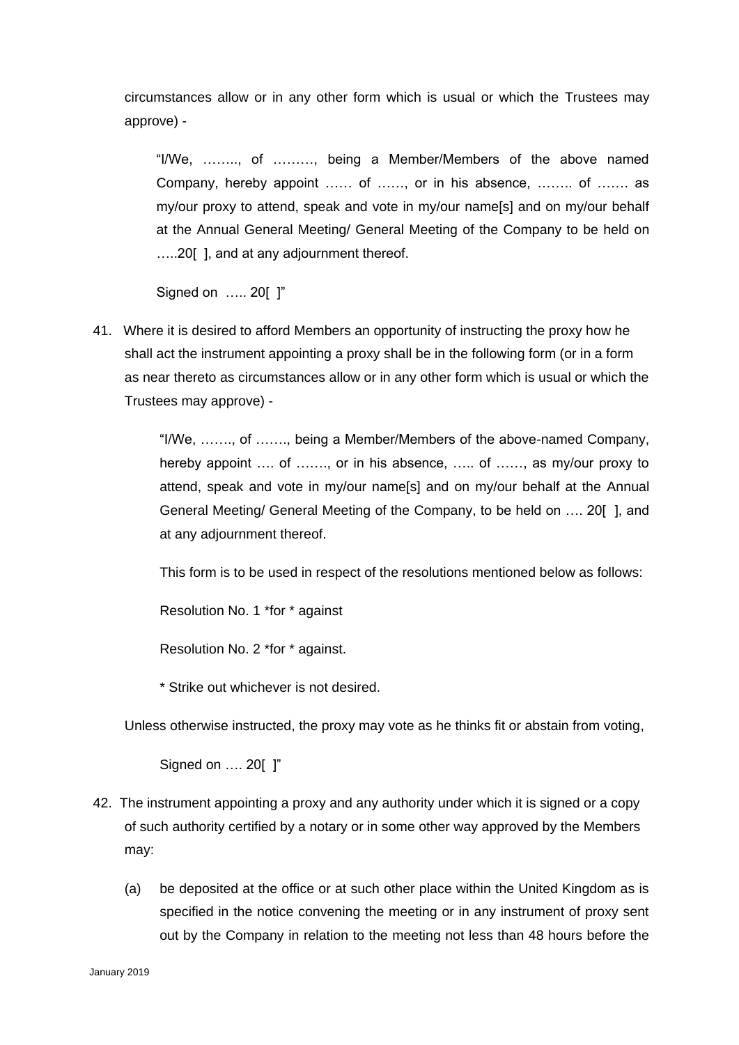circumstances allow or in any other form which is usual or which the Trustees may approve) -

> "I/We, …….., of ………, being a Member/Members of the above named Company, hereby appoint …… of ……, or in his absence, …….. of ……. as my/our proxy to attend, speak and vote in my/our name[s] and on my/our behalf at the Annual General Meeting/ General Meeting of the Company to be held on …..20[ ], and at any adjournment thereof.
>
> Signed on ….. 20[ ]"

41. Where it is desired to afford Members an opportunity of instructing the proxy how he shall act the instrument appointing a proxy shall be in the following form (or in a form as near thereto as circumstances allow or in any other form which is usual or which the Trustees may approve) -

> "I/We, ……., of ……., being a Member/Members of the above-named Company, hereby appoint …. of ……., or in his absence, ….. of ……, as my/our proxy to attend, speak and vote in my/our name[s] and on my/our behalf at the Annual General Meeting/ General Meeting of the Company, to be held on …. 20[ ], and at any adjournment thereof.
>
> This form is to be used in respect of the resolutions mentioned below as follows:
>
> Resolution No. 1 *for * against
>
> Resolution No. 2 *for * against.
>
> * Strike out whichever is not desired.
>
> Unless otherwise instructed, the proxy may vote as he thinks fit or abstain from voting,
>
> Signed on …. 20[ ]"

42. The instrument appointing a proxy and any authority under which it is signed or a copy of such authority certified by a notary or in some other way approved by the Members may:

    (a) be deposited at the office or at such other place within the United Kingdom as is specified in the notice convening the meeting or in any instrument of proxy sent out by the Company in relation to the meeting not less than 48 hours before the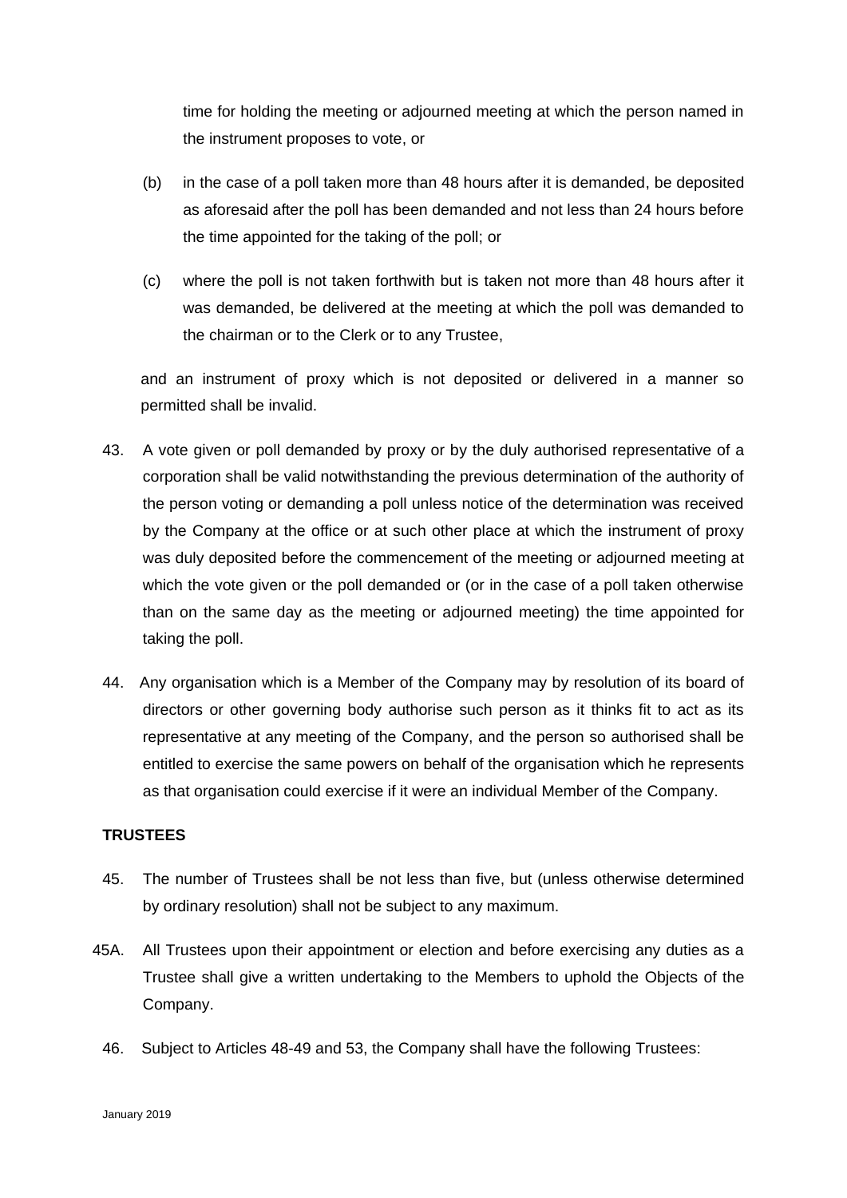time for holding the meeting or adjourned meeting at which the person named in the instrument proposes to vote, or

(b) in the case of a poll taken more than 48 hours after it is demanded, be deposited as aforesaid after the poll has been demanded and not less than 24 hours before the time appointed for the taking of the poll; or

(c) where the poll is not taken forthwith but is taken not more than 48 hours after it was demanded, be delivered at the meeting at which the poll was demanded to the chairman or to the Clerk or to any Trustee,

and an instrument of proxy which is not deposited or delivered in a manner so permitted shall be invalid.

43. A vote given or poll demanded by proxy or by the duly authorised representative of a corporation shall be valid notwithstanding the previous determination of the authority of the person voting or demanding a poll unless notice of the determination was received by the Company at the office or at such other place at which the instrument of proxy was duly deposited before the commencement of the meeting or adjourned meeting at which the vote given or the poll demanded or (or in the case of a poll taken otherwise than on the same day as the meeting or adjourned meeting) the time appointed for taking the poll.

44. Any organisation which is a Member of the Company may by resolution of its board of directors or other governing body authorise such person as it thinks fit to act as its representative at any meeting of the Company, and the person so authorised shall be entitled to exercise the same powers on behalf of the organisation which he represents as that organisation could exercise if it were an individual Member of the Company.

**TRUSTEES**

45. The number of Trustees shall be not less than five, but (unless otherwise determined by ordinary resolution) shall not be subject to any maximum.

45A. All Trustees upon their appointment or election and before exercising any duties as a Trustee shall give a written undertaking to the Members to uphold the Objects of the Company.

46. Subject to Articles 48-49 and 53, the Company shall have the following Trustees: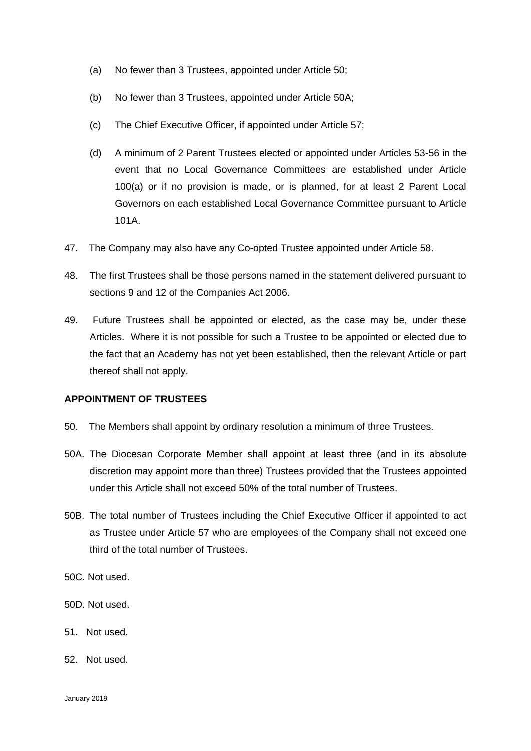(a) No fewer than 3 Trustees, appointed under Article 50;

(b) No fewer than 3 Trustees, appointed under Article 50A;

(c) The Chief Executive Officer, if appointed under Article 57;

(d) A minimum of 2 Parent Trustees elected or appointed under Articles 53-56 in the event that no Local Governance Committees are established under Article 100(a) or if no provision is made, or is planned, for at least 2 Parent Local Governors on each established Local Governance Committee pursuant to Article 101A.

47. The Company may also have any Co-opted Trustee appointed under Article 58.

48. The first Trustees shall be those persons named in the statement delivered pursuant to sections 9 and 12 of the Companies Act 2006.

49. Future Trustees shall be appointed or elected, as the case may be, under these Articles. Where it is not possible for such a Trustee to be appointed or elected due to the fact that an Academy has not yet been established, then the relevant Article or part thereof shall not apply.

**APPOINTMENT OF TRUSTEES**

50. The Members shall appoint by ordinary resolution a minimum of three Trustees.

50A. The Diocesan Corporate Member shall appoint at least three (and in its absolute discretion may appoint more than three) Trustees provided that the Trustees appointed under this Article shall not exceed 50% of the total number of Trustees.

50B. The total number of Trustees including the Chief Executive Officer if appointed to act as Trustee under Article 57 who are employees of the Company shall not exceed one third of the total number of Trustees.

50C. Not used.

50D. Not used.

51. Not used.

52. Not used.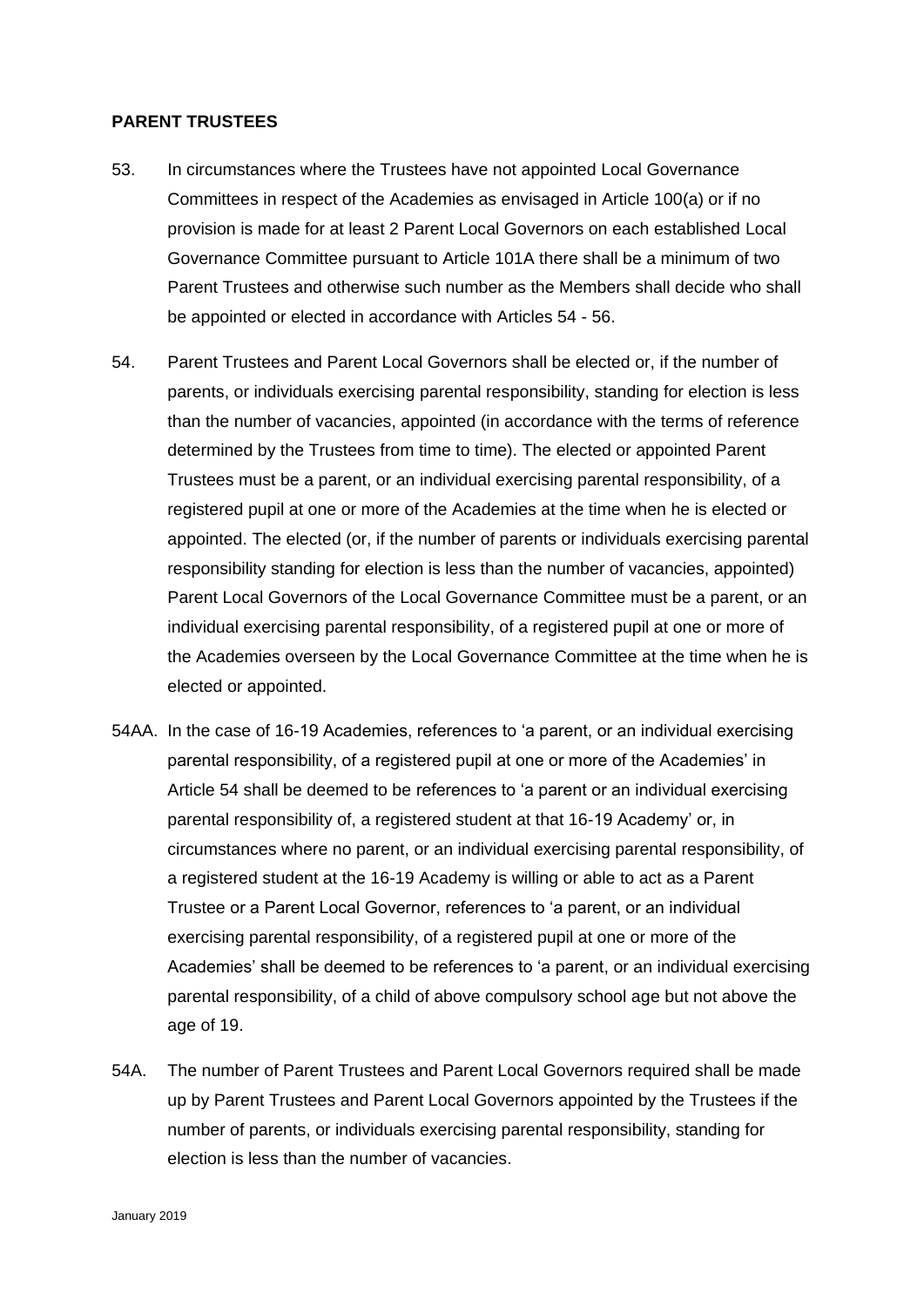**PARENT TRUSTEES**

53. In circumstances where the Trustees have not appointed Local Governance Committees in respect of the Academies as envisaged in Article 100(a) or if no provision is made for at least 2 Parent Local Governors on each established Local Governance Committee pursuant to Article 101A there shall be a minimum of two Parent Trustees and otherwise such number as the Members shall decide who shall be appointed or elected in accordance with Articles 54 - 56.

54. Parent Trustees and Parent Local Governors shall be elected or, if the number of parents, or individuals exercising parental responsibility, standing for election is less than the number of vacancies, appointed (in accordance with the terms of reference determined by the Trustees from time to time). The elected or appointed Parent Trustees must be a parent, or an individual exercising parental responsibility, of a registered pupil at one or more of the Academies at the time when he is elected or appointed. The elected (or, if the number of parents or individuals exercising parental responsibility standing for election is less than the number of vacancies, appointed) Parent Local Governors of the Local Governance Committee must be a parent, or an individual exercising parental responsibility, of a registered pupil at one or more of the Academies overseen by the Local Governance Committee at the time when he is elected or appointed.

54AA. In the case of 16-19 Academies, references to 'a parent, or an individual exercising parental responsibility, of a registered pupil at one or more of the Academies' in Article 54 shall be deemed to be references to 'a parent or an individual exercising parental responsibility of, a registered student at that 16-19 Academy' or, in circumstances where no parent, or an individual exercising parental responsibility, of a registered student at the 16-19 Academy is willing or able to act as a Parent Trustee or a Parent Local Governor, references to 'a parent, or an individual exercising parental responsibility, of a registered pupil at one or more of the Academies' shall be deemed to be references to 'a parent, or an individual exercising parental responsibility, of a child of above compulsory school age but not above the age of 19.

54A. The number of Parent Trustees and Parent Local Governors required shall be made up by Parent Trustees and Parent Local Governors appointed by the Trustees if the number of parents, or individuals exercising parental responsibility, standing for election is less than the number of vacancies.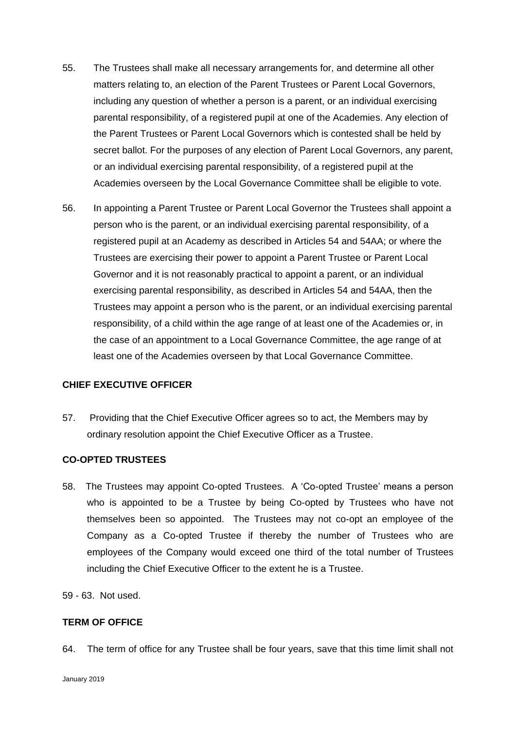55. The Trustees shall make all necessary arrangements for, and determine all other matters relating to, an election of the Parent Trustees or Parent Local Governors, including any question of whether a person is a parent, or an individual exercising parental responsibility, of a registered pupil at one of the Academies. Any election of the Parent Trustees or Parent Local Governors which is contested shall be held by secret ballot. For the purposes of any election of Parent Local Governors, any parent, or an individual exercising parental responsibility, of a registered pupil at the Academies overseen by the Local Governance Committee shall be eligible to vote.

56. In appointing a Parent Trustee or Parent Local Governor the Trustees shall appoint a person who is the parent, or an individual exercising parental responsibility, of a registered pupil at an Academy as described in Articles 54 and 54AA; or where the Trustees are exercising their power to appoint a Parent Trustee or Parent Local Governor and it is not reasonably practical to appoint a parent, or an individual exercising parental responsibility, as described in Articles 54 and 54AA, then the Trustees may appoint a person who is the parent, or an individual exercising parental responsibility, of a child within the age range of at least one of the Academies or, in the case of an appointment to a Local Governance Committee, the age range of at least one of the Academies overseen by that Local Governance Committee.

**CHIEF EXECUTIVE OFFICER**

57. Providing that the Chief Executive Officer agrees so to act, the Members may by ordinary resolution appoint the Chief Executive Officer as a Trustee.

**CO-OPTED TRUSTEES**

58. The Trustees may appoint Co-opted Trustees. A 'Co-opted Trustee' means a person who is appointed to be a Trustee by being Co-opted by Trustees who have not themselves been so appointed. The Trustees may not co-opt an employee of the Company as a Co-opted Trustee if thereby the number of Trustees who are employees of the Company would exceed one third of the total number of Trustees including the Chief Executive Officer to the extent he is a Trustee.

59 - 63. Not used.

**TERM OF OFFICE**

64. The term of office for any Trustee shall be four years, save that this time limit shall not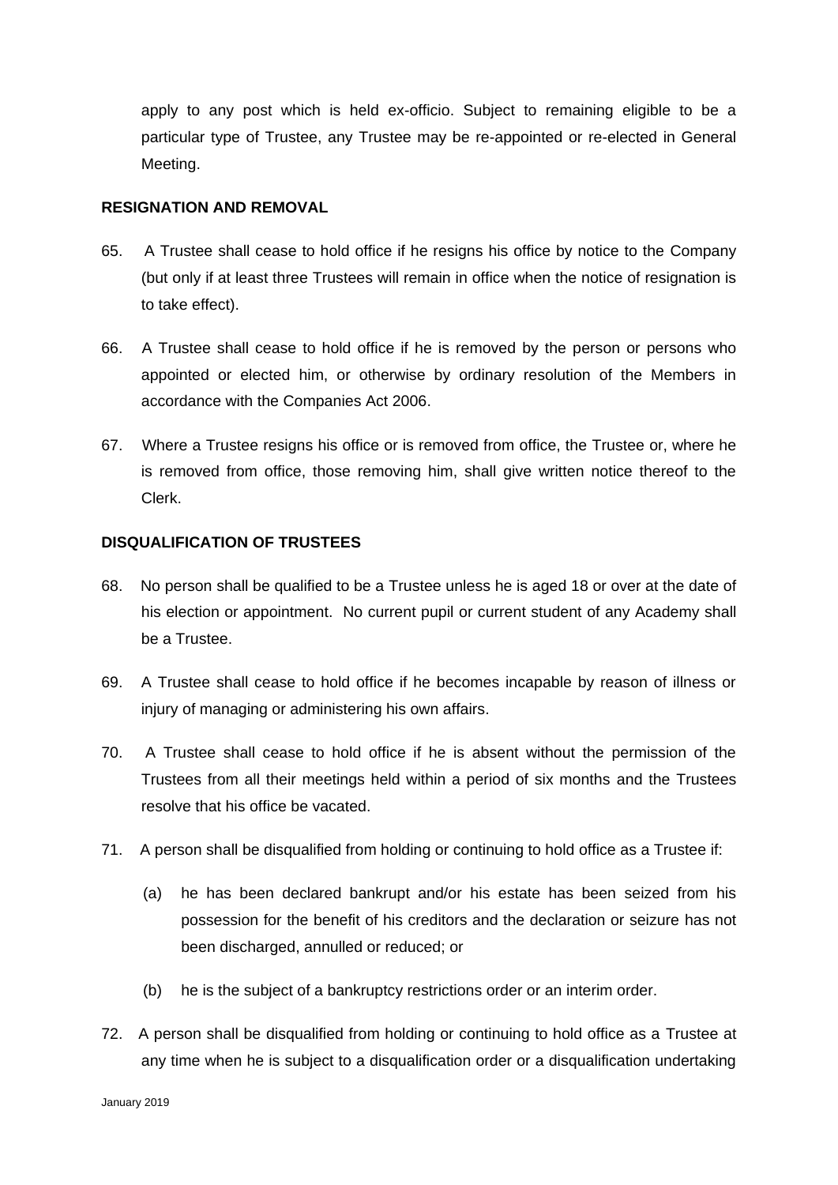apply to any post which is held ex-officio. Subject to remaining eligible to be a particular type of Trustee, any Trustee may be re-appointed or re-elected in General Meeting.

**RESIGNATION AND REMOVAL**

65. A Trustee shall cease to hold office if he resigns his office by notice to the Company (but only if at least three Trustees will remain in office when the notice of resignation is to take effect).

66. A Trustee shall cease to hold office if he is removed by the person or persons who appointed or elected him, or otherwise by ordinary resolution of the Members in accordance with the Companies Act 2006.

67. Where a Trustee resigns his office or is removed from office, the Trustee or, where he is removed from office, those removing him, shall give written notice thereof to the Clerk.

**DISQUALIFICATION OF TRUSTEES**

68. No person shall be qualified to be a Trustee unless he is aged 18 or over at the date of his election or appointment. No current pupil or current student of any Academy shall be a Trustee.

69. A Trustee shall cease to hold office if he becomes incapable by reason of illness or injury of managing or administering his own affairs.

70. A Trustee shall cease to hold office if he is absent without the permission of the Trustees from all their meetings held within a period of six months and the Trustees resolve that his office be vacated.

71. A person shall be disqualified from holding or continuing to hold office as a Trustee if:

   (a) he has been declared bankrupt and/or his estate has been seized from his possession for the benefit of his creditors and the declaration or seizure has not been discharged, annulled or reduced; or

   (b) he is the subject of a bankruptcy restrictions order or an interim order.

72. A person shall be disqualified from holding or continuing to hold office as a Trustee at any time when he is subject to a disqualification order or a disqualification undertaking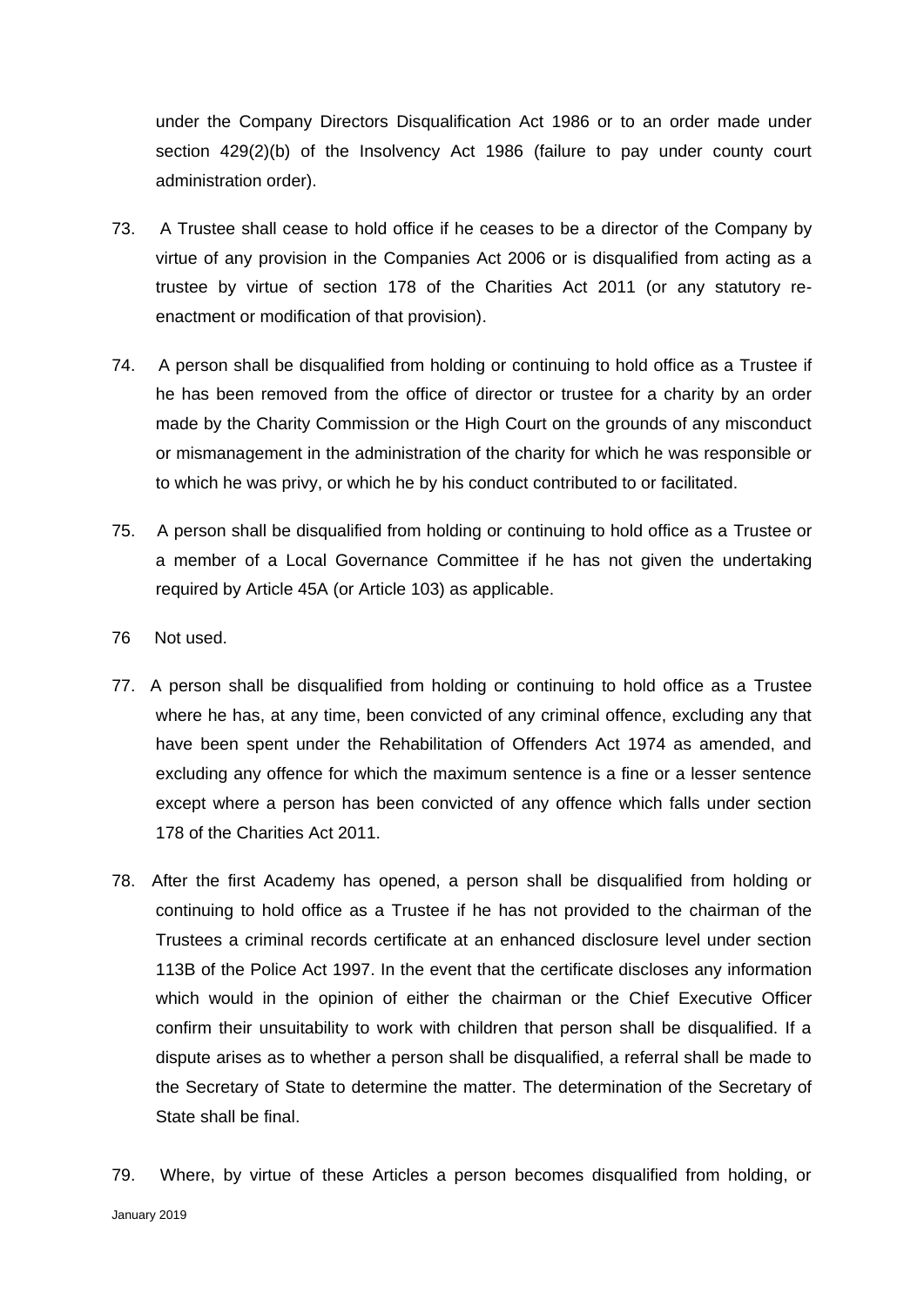under the Company Directors Disqualification Act 1986 or to an order made under section 429(2)(b) of the Insolvency Act 1986 (failure to pay under county court administration order).

73. A Trustee shall cease to hold office if he ceases to be a director of the Company by virtue of any provision in the Companies Act 2006 or is disqualified from acting as a trustee by virtue of section 178 of the Charities Act 2011 (or any statutory re-enactment or modification of that provision).

74. A person shall be disqualified from holding or continuing to hold office as a Trustee if he has been removed from the office of director or trustee for a charity by an order made by the Charity Commission or the High Court on the grounds of any misconduct or mismanagement in the administration of the charity for which he was responsible or to which he was privy, or which he by his conduct contributed to or facilitated.

75. A person shall be disqualified from holding or continuing to hold office as a Trustee or a member of a Local Governance Committee if he has not given the undertaking required by Article 45A (or Article 103) as applicable.

76 Not used.

77. A person shall be disqualified from holding or continuing to hold office as a Trustee where he has, at any time, been convicted of any criminal offence, excluding any that have been spent under the Rehabilitation of Offenders Act 1974 as amended, and excluding any offence for which the maximum sentence is a fine or a lesser sentence except where a person has been convicted of any offence which falls under section 178 of the Charities Act 2011.

78. After the first Academy has opened, a person shall be disqualified from holding or continuing to hold office as a Trustee if he has not provided to the chairman of the Trustees a criminal records certificate at an enhanced disclosure level under section 113B of the Police Act 1997. In the event that the certificate discloses any information which would in the opinion of either the chairman or the Chief Executive Officer confirm their unsuitability to work with children that person shall be disqualified. If a dispute arises as to whether a person shall be disqualified, a referral shall be made to the Secretary of State to determine the matter. The determination of the Secretary of State shall be final.

79. Where, by virtue of these Articles a person becomes disqualified from holding, or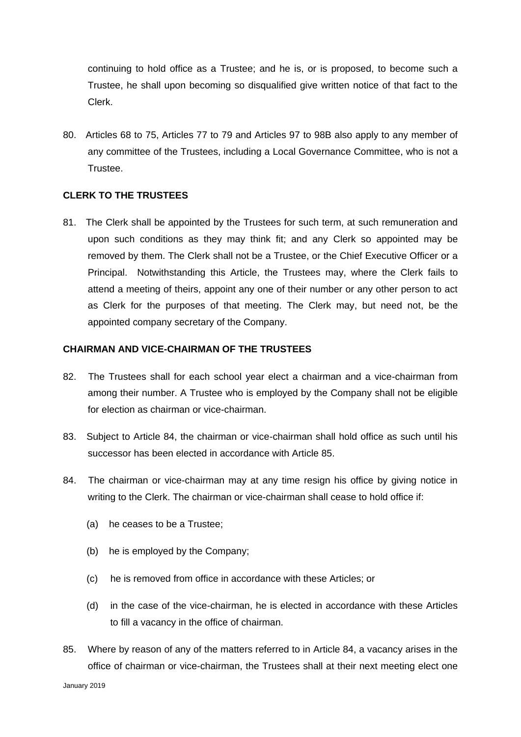continuing to hold office as a Trustee; and he is, or is proposed, to become such a Trustee, he shall upon becoming so disqualified give written notice of that fact to the Clerk.

80. Articles 68 to 75, Articles 77 to 79 and Articles 97 to 98B also apply to any member of any committee of the Trustees, including a Local Governance Committee, who is not a Trustee.

**CLERK TO THE TRUSTEES**

81. The Clerk shall be appointed by the Trustees for such term, at such remuneration and upon such conditions as they may think fit; and any Clerk so appointed may be removed by them. The Clerk shall not be a Trustee, or the Chief Executive Officer or a Principal. Notwithstanding this Article, the Trustees may, where the Clerk fails to attend a meeting of theirs, appoint any one of their number or any other person to act as Clerk for the purposes of that meeting. The Clerk may, but need not, be the appointed company secretary of the Company.

**CHAIRMAN AND VICE-CHAIRMAN OF THE TRUSTEES**

82. The Trustees shall for each school year elect a chairman and a vice-chairman from among their number. A Trustee who is employed by the Company shall not be eligible for election as chairman or vice-chairman.

83. Subject to Article 84, the chairman or vice-chairman shall hold office as such until his successor has been elected in accordance with Article 85.

84. The chairman or vice-chairman may at any time resign his office by giving notice in writing to the Clerk. The chairman or vice-chairman shall cease to hold office if:

   (a) he ceases to be a Trustee;

   (b) he is employed by the Company;

   (c) he is removed from office in accordance with these Articles; or

   (d) in the case of the vice-chairman, he is elected in accordance with these Articles to fill a vacancy in the office of chairman.

85. Where by reason of any of the matters referred to in Article 84, a vacancy arises in the office of chairman or vice-chairman, the Trustees shall at their next meeting elect one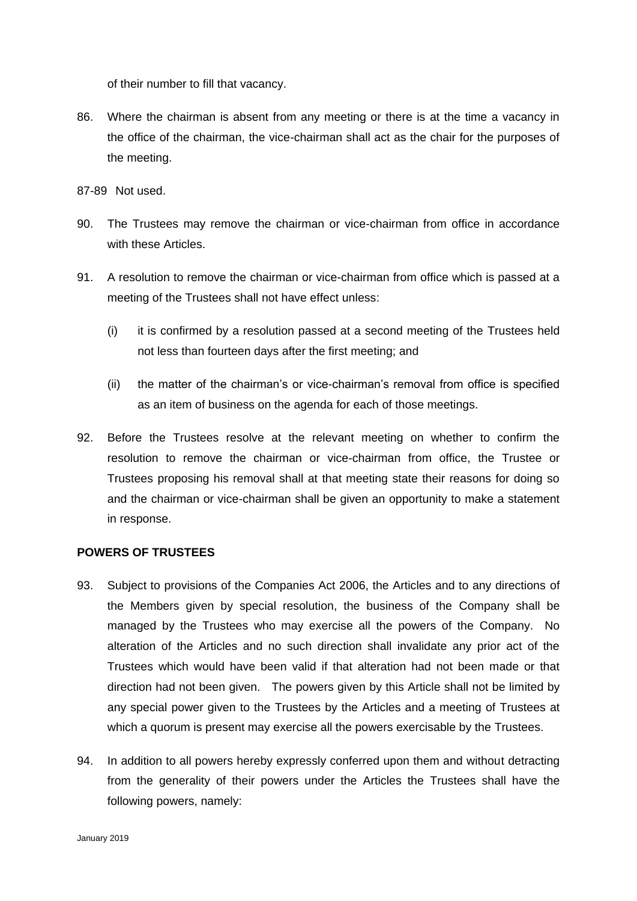of their number to fill that vacancy.

86. Where the chairman is absent from any meeting or there is at the time a vacancy in the office of the chairman, the vice-chairman shall act as the chair for the purposes of the meeting.

87-89 Not used.

90. The Trustees may remove the chairman or vice-chairman from office in accordance with these Articles.

91. A resolution to remove the chairman or vice-chairman from office which is passed at a meeting of the Trustees shall not have effect unless:

    (i) it is confirmed by a resolution passed at a second meeting of the Trustees held not less than fourteen days after the first meeting; and

    (ii) the matter of the chairman's or vice-chairman's removal from office is specified as an item of business on the agenda for each of those meetings.

92. Before the Trustees resolve at the relevant meeting on whether to confirm the resolution to remove the chairman or vice-chairman from office, the Trustee or Trustees proposing his removal shall at that meeting state their reasons for doing so and the chairman or vice-chairman shall be given an opportunity to make a statement in response.

**POWERS OF TRUSTEES**

93. Subject to provisions of the Companies Act 2006, the Articles and to any directions of the Members given by special resolution, the business of the Company shall be managed by the Trustees who may exercise all the powers of the Company. No alteration of the Articles and no such direction shall invalidate any prior act of the Trustees which would have been valid if that alteration had not been made or that direction had not been given. The powers given by this Article shall not be limited by any special power given to the Trustees by the Articles and a meeting of Trustees at which a quorum is present may exercise all the powers exercisable by the Trustees.

94. In addition to all powers hereby expressly conferred upon them and without detracting from the generality of their powers under the Articles the Trustees shall have the following powers, namely: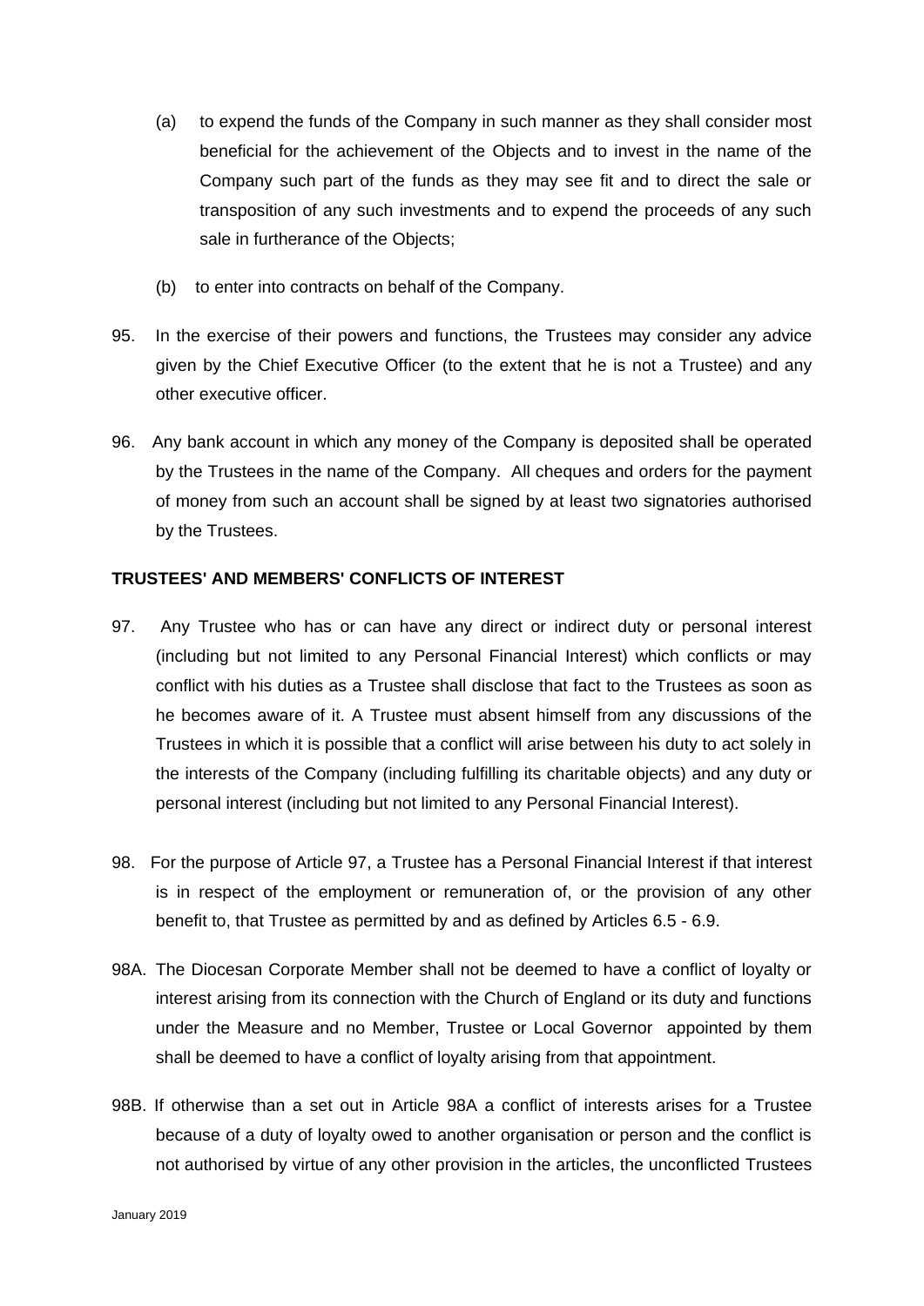(a) to expend the funds of the Company in such manner as they shall consider most beneficial for the achievement of the Objects and to invest in the name of the Company such part of the funds as they may see fit and to direct the sale or transposition of any such investments and to expend the proceeds of any such sale in furtherance of the Objects;

(b) to enter into contracts on behalf of the Company.

95. In the exercise of their powers and functions, the Trustees may consider any advice given by the Chief Executive Officer (to the extent that he is not a Trustee) and any other executive officer.

96. Any bank account in which any money of the Company is deposited shall be operated by the Trustees in the name of the Company. All cheques and orders for the payment of money from such an account shall be signed by at least two signatories authorised by the Trustees.

**TRUSTEES' AND MEMBERS' CONFLICTS OF INTEREST**

97. Any Trustee who has or can have any direct or indirect duty or personal interest (including but not limited to any Personal Financial Interest) which conflicts or may conflict with his duties as a Trustee shall disclose that fact to the Trustees as soon as he becomes aware of it. A Trustee must absent himself from any discussions of the Trustees in which it is possible that a conflict will arise between his duty to act solely in the interests of the Company (including fulfilling its charitable objects) and any duty or personal interest (including but not limited to any Personal Financial Interest).

98. For the purpose of Article 97, a Trustee has a Personal Financial Interest if that interest is in respect of the employment or remuneration of, or the provision of any other benefit to, that Trustee as permitted by and as defined by Articles 6.5 - 6.9.

98A. The Diocesan Corporate Member shall not be deemed to have a conflict of loyalty or interest arising from its connection with the Church of England or its duty and functions under the Measure and no Member, Trustee or Local Governor appointed by them shall be deemed to have a conflict of loyalty arising from that appointment.

98B. If otherwise than a set out in Article 98A a conflict of interests arises for a Trustee because of a duty of loyalty owed to another organisation or person and the conflict is not authorised by virtue of any other provision in the articles, the unconflicted Trustees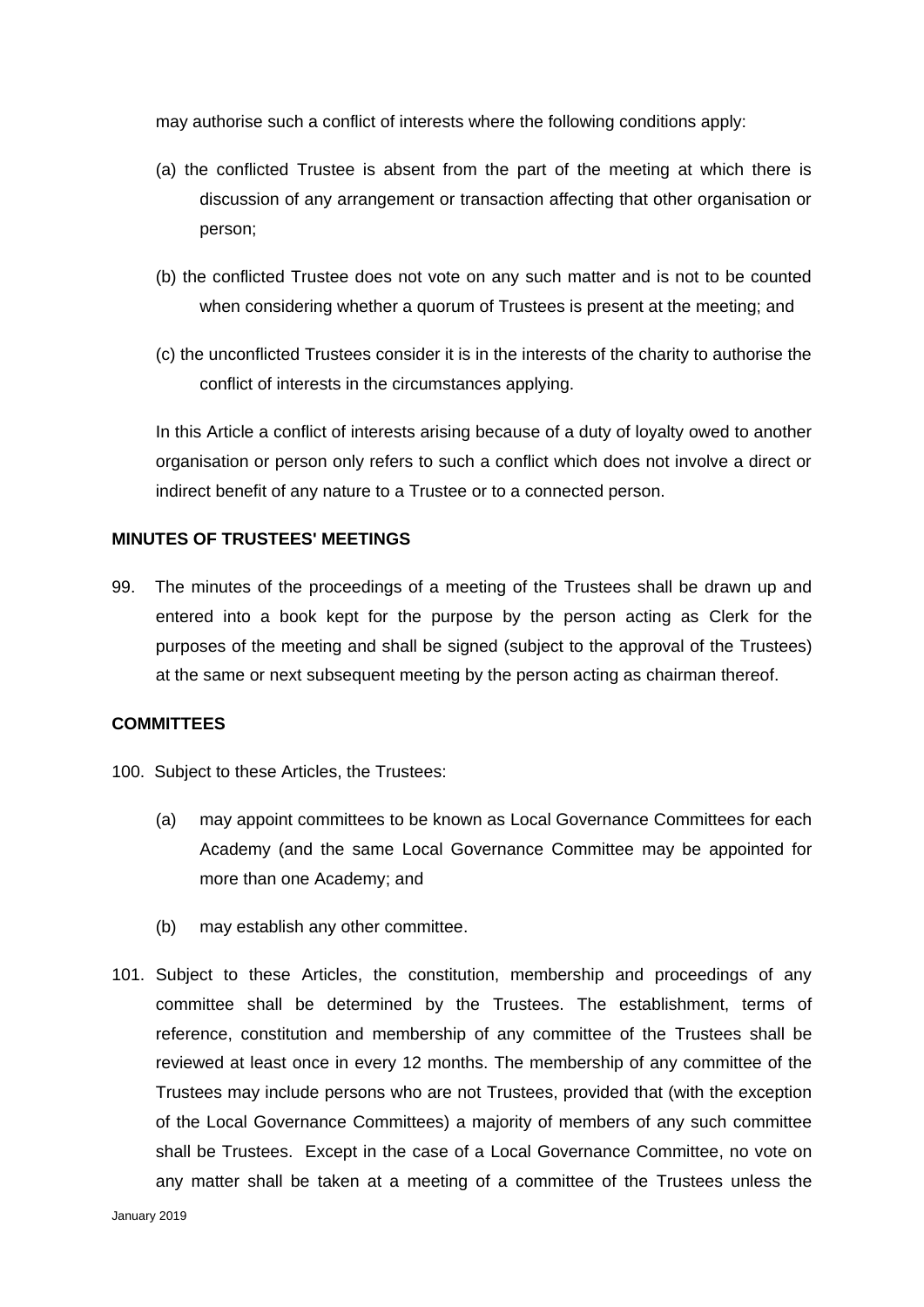may authorise such a conflict of interests where the following conditions apply:

(a) the conflicted Trustee is absent from the part of the meeting at which there is discussion of any arrangement or transaction affecting that other organisation or person;

(b) the conflicted Trustee does not vote on any such matter and is not to be counted when considering whether a quorum of Trustees is present at the meeting; and

(c) the unconflicted Trustees consider it is in the interests of the charity to authorise the conflict of interests in the circumstances applying.

In this Article a conflict of interests arising because of a duty of loyalty owed to another organisation or person only refers to such a conflict which does not involve a direct or indirect benefit of any nature to a Trustee or to a connected person.

**MINUTES OF TRUSTEES' MEETINGS**

99. The minutes of the proceedings of a meeting of the Trustees shall be drawn up and entered into a book kept for the purpose by the person acting as Clerk for the purposes of the meeting and shall be signed (subject to the approval of the Trustees) at the same or next subsequent meeting by the person acting as chairman thereof.

**COMMITTEES**

100. Subject to these Articles, the Trustees:

(a) may appoint committees to be known as Local Governance Committees for each Academy (and the same Local Governance Committee may be appointed for more than one Academy; and

(b) may establish any other committee.

101. Subject to these Articles, the constitution, membership and proceedings of any committee shall be determined by the Trustees. The establishment, terms of reference, constitution and membership of any committee of the Trustees shall be reviewed at least once in every 12 months. The membership of any committee of the Trustees may include persons who are not Trustees, provided that (with the exception of the Local Governance Committees) a majority of members of any such committee shall be Trustees. Except in the case of a Local Governance Committee, no vote on any matter shall be taken at a meeting of a committee of the Trustees unless the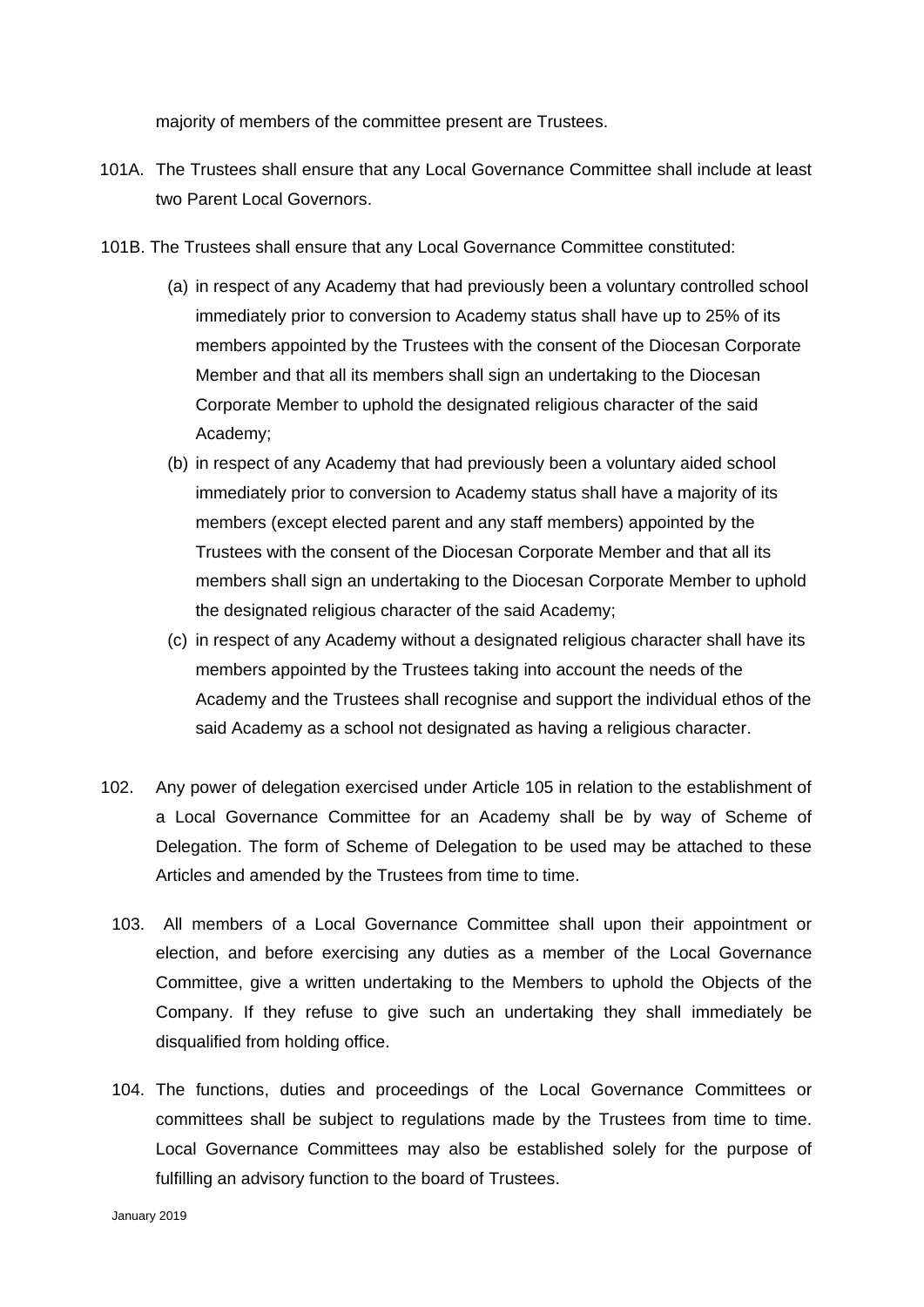majority of members of the committee present are Trustees.

101A. The Trustees shall ensure that any Local Governance Committee shall include at least two Parent Local Governors.

101B. The Trustees shall ensure that any Local Governance Committee constituted:

(a) in respect of any Academy that had previously been a voluntary controlled school immediately prior to conversion to Academy status shall have up to 25% of its members appointed by the Trustees with the consent of the Diocesan Corporate Member and that all its members shall sign an undertaking to the Diocesan Corporate Member to uphold the designated religious character of the said Academy;

(b) in respect of any Academy that had previously been a voluntary aided school immediately prior to conversion to Academy status shall have a majority of its members (except elected parent and any staff members) appointed by the Trustees with the consent of the Diocesan Corporate Member and that all its members shall sign an undertaking to the Diocesan Corporate Member to uphold the designated religious character of the said Academy;

(c) in respect of any Academy without a designated religious character shall have its members appointed by the Trustees taking into account the needs of the Academy and the Trustees shall recognise and support the individual ethos of the said Academy as a school not designated as having a religious character.

102. Any power of delegation exercised under Article 105 in relation to the establishment of a Local Governance Committee for an Academy shall be by way of Scheme of Delegation. The form of Scheme of Delegation to be used may be attached to these Articles and amended by the Trustees from time to time.

103. All members of a Local Governance Committee shall upon their appointment or election, and before exercising any duties as a member of the Local Governance Committee, give a written undertaking to the Members to uphold the Objects of the Company. If they refuse to give such an undertaking they shall immediately be disqualified from holding office.

104. The functions, duties and proceedings of the Local Governance Committees or committees shall be subject to regulations made by the Trustees from time to time. Local Governance Committees may also be established solely for the purpose of fulfilling an advisory function to the board of Trustees.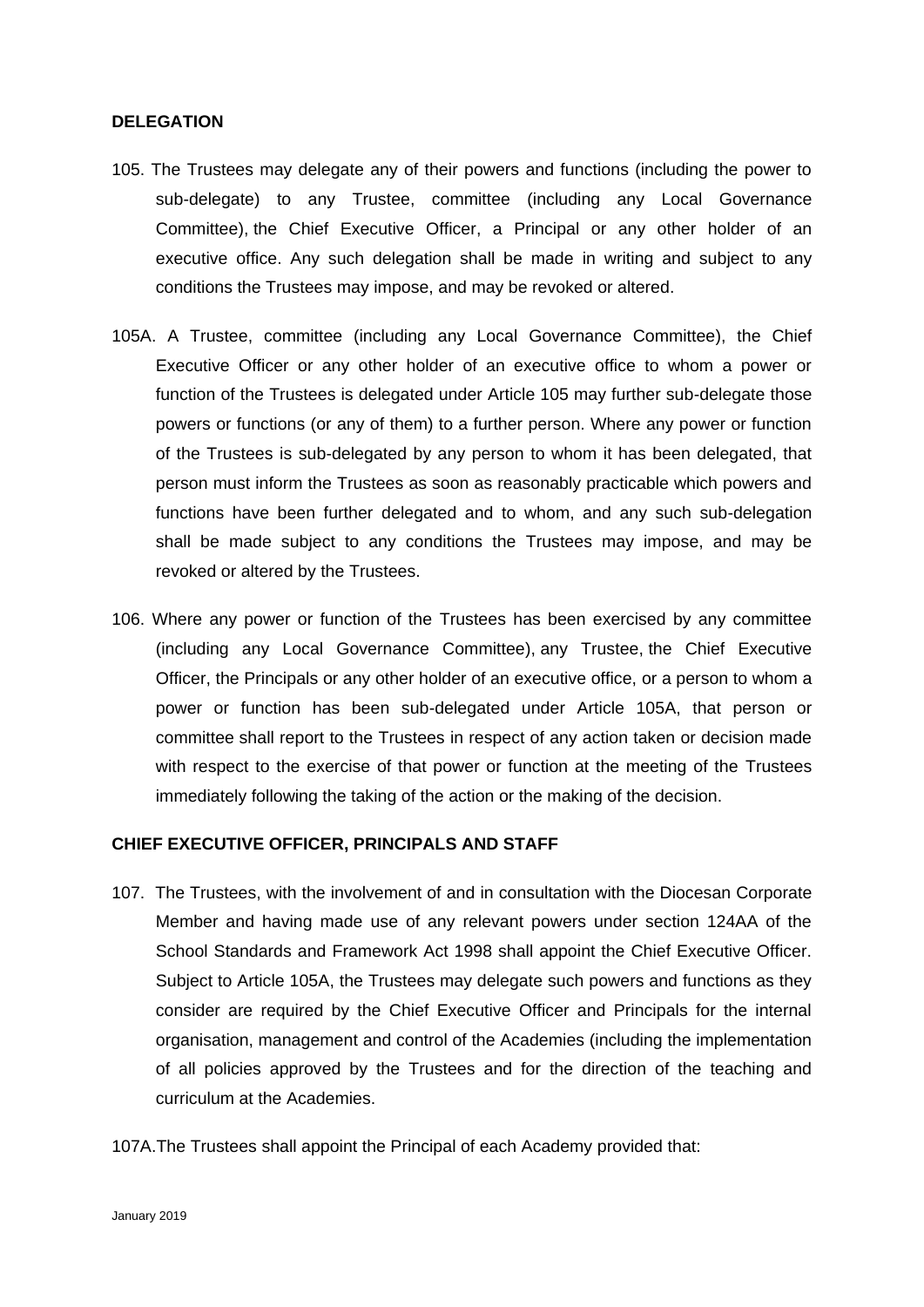## DELEGATION

105. The Trustees may delegate any of their powers and functions (including the power to sub-delegate) to any Trustee, committee (including any Local Governance Committee), the Chief Executive Officer, a Principal or any other holder of an executive office. Any such delegation shall be made in writing and subject to any conditions the Trustees may impose, and may be revoked or altered.

105A. A Trustee, committee (including any Local Governance Committee), the Chief Executive Officer or any other holder of an executive office to whom a power or function of the Trustees is delegated under Article 105 may further sub-delegate those powers or functions (or any of them) to a further person. Where any power or function of the Trustees is sub-delegated by any person to whom it has been delegated, that person must inform the Trustees as soon as reasonably practicable which powers and functions have been further delegated and to whom, and any such sub-delegation shall be made subject to any conditions the Trustees may impose, and may be revoked or altered by the Trustees.

106. Where any power or function of the Trustees has been exercised by any committee (including any Local Governance Committee), any Trustee, the Chief Executive Officer, the Principals or any other holder of an executive office, or a person to whom a power or function has been sub-delegated under Article 105A, that person or committee shall report to the Trustees in respect of any action taken or decision made with respect to the exercise of that power or function at the meeting of the Trustees immediately following the taking of the action or the making of the decision.

## CHIEF EXECUTIVE OFFICER, PRINCIPALS AND STAFF

107. The Trustees, with the involvement of and in consultation with the Diocesan Corporate Member and having made use of any relevant powers under section 124AA of the School Standards and Framework Act 1998 shall appoint the Chief Executive Officer. Subject to Article 105A, the Trustees may delegate such powers and functions as they consider are required by the Chief Executive Officer and Principals for the internal organisation, management and control of the Academies (including the implementation of all policies approved by the Trustees and for the direction of the teaching and curriculum at the Academies.

107A.The Trustees shall appoint the Principal of each Academy provided that: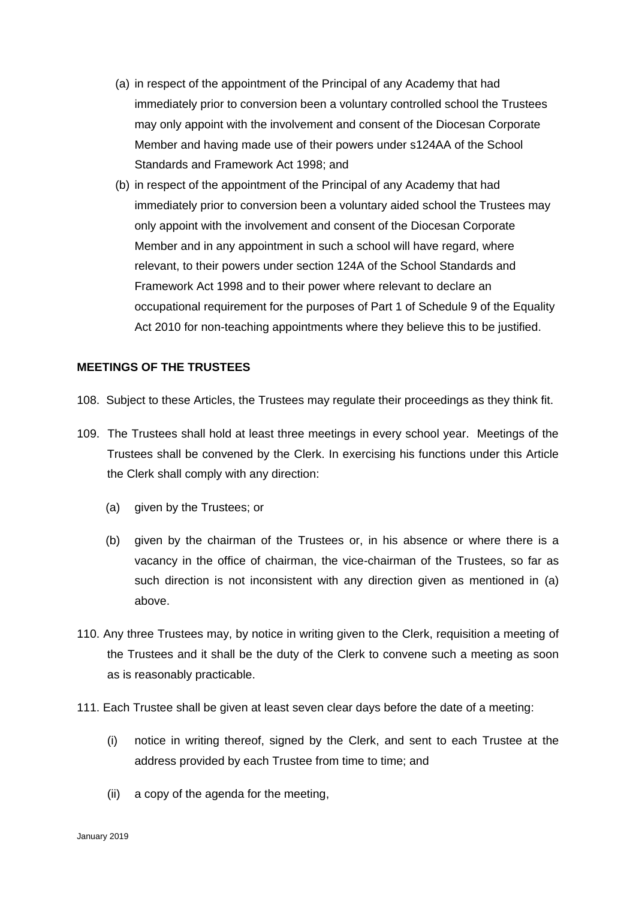(a) in respect of the appointment of the Principal of any Academy that had immediately prior to conversion been a voluntary controlled school the Trustees may only appoint with the involvement and consent of the Diocesan Corporate Member and having made use of their powers under s124AA of the School Standards and Framework Act 1998; and

(b) in respect of the appointment of the Principal of any Academy that had immediately prior to conversion been a voluntary aided school the Trustees may only appoint with the involvement and consent of the Diocesan Corporate Member and in any appointment in such a school will have regard, where relevant, to their powers under section 124A of the School Standards and Framework Act 1998 and to their power where relevant to declare an occupational requirement for the purposes of Part 1 of Schedule 9 of the Equality Act 2010 for non-teaching appointments where they believe this to be justified.

**MEETINGS OF THE TRUSTEES**

108. Subject to these Articles, the Trustees may regulate their proceedings as they think fit.

109. The Trustees shall hold at least three meetings in every school year. Meetings of the Trustees shall be convened by the Clerk. In exercising his functions under this Article the Clerk shall comply with any direction:

(a) given by the Trustees; or

(b) given by the chairman of the Trustees or, in his absence or where there is a vacancy in the office of chairman, the vice-chairman of the Trustees, so far as such direction is not inconsistent with any direction given as mentioned in (a) above.

110. Any three Trustees may, by notice in writing given to the Clerk, requisition a meeting of the Trustees and it shall be the duty of the Clerk to convene such a meeting as soon as is reasonably practicable.

111. Each Trustee shall be given at least seven clear days before the date of a meeting:

(i) notice in writing thereof, signed by the Clerk, and sent to each Trustee at the address provided by each Trustee from time to time; and

(ii) a copy of the agenda for the meeting,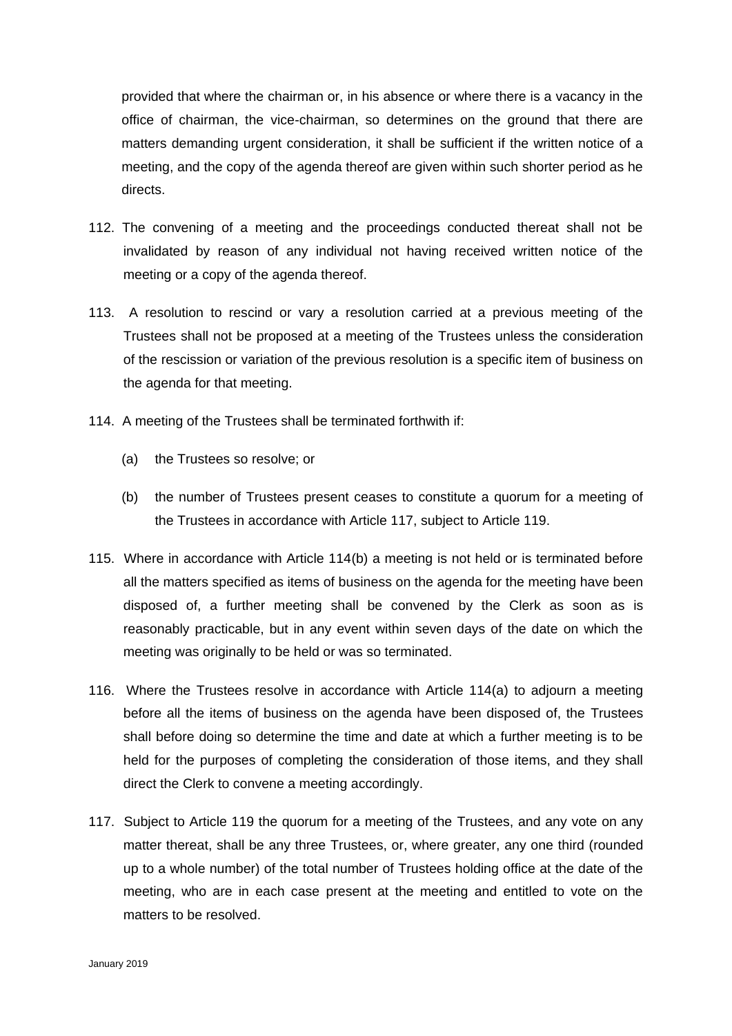provided that where the chairman or, in his absence or where there is a vacancy in the office of chairman, the vice-chairman, so determines on the ground that there are matters demanding urgent consideration, it shall be sufficient if the written notice of a meeting, and the copy of the agenda thereof are given within such shorter period as he directs.

112. The convening of a meeting and the proceedings conducted thereat shall not be invalidated by reason of any individual not having received written notice of the meeting or a copy of the agenda thereof.

113. A resolution to rescind or vary a resolution carried at a previous meeting of the Trustees shall not be proposed at a meeting of the Trustees unless the consideration of the rescission or variation of the previous resolution is a specific item of business on the agenda for that meeting.

114. A meeting of the Trustees shall be terminated forthwith if:

    (a) the Trustees so resolve; or

    (b) the number of Trustees present ceases to constitute a quorum for a meeting of the Trustees in accordance with Article 117, subject to Article 119.

115. Where in accordance with Article 114(b) a meeting is not held or is terminated before all the matters specified as items of business on the agenda for the meeting have been disposed of, a further meeting shall be convened by the Clerk as soon as is reasonably practicable, but in any event within seven days of the date on which the meeting was originally to be held or was so terminated.

116. Where the Trustees resolve in accordance with Article 114(a) to adjourn a meeting before all the items of business on the agenda have been disposed of, the Trustees shall before doing so determine the time and date at which a further meeting is to be held for the purposes of completing the consideration of those items, and they shall direct the Clerk to convene a meeting accordingly.

117. Subject to Article 119 the quorum for a meeting of the Trustees, and any vote on any matter thereat, shall be any three Trustees, or, where greater, any one third (rounded up to a whole number) of the total number of Trustees holding office at the date of the meeting, who are in each case present at the meeting and entitled to vote on the matters to be resolved.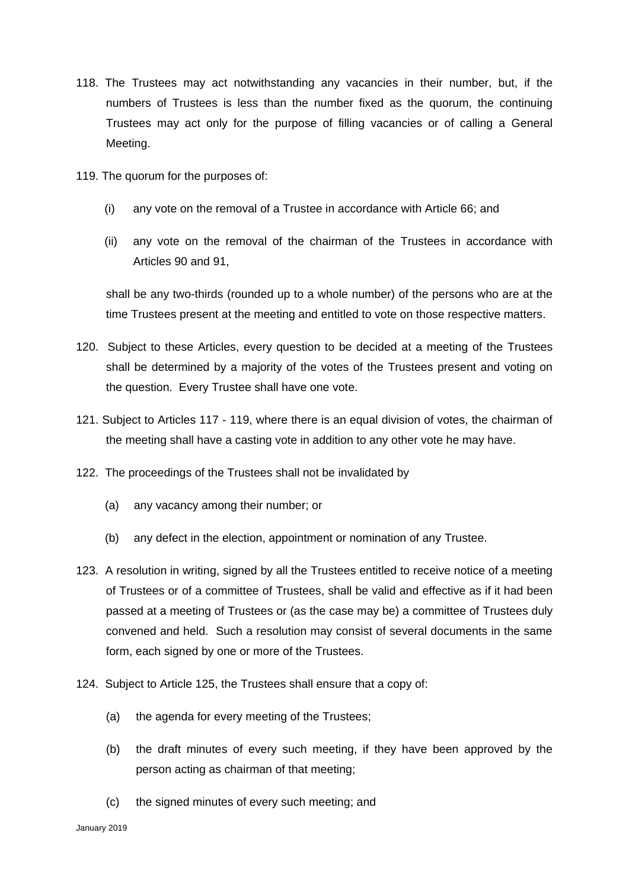118. The Trustees may act notwithstanding any vacancies in their number, but, if the numbers of Trustees is less than the number fixed as the quorum, the continuing Trustees may act only for the purpose of filling vacancies or of calling a General Meeting.

119. The quorum for the purposes of:

   (i) any vote on the removal of a Trustee in accordance with Article 66; and

   (ii) any vote on the removal of the chairman of the Trustees in accordance with Articles 90 and 91,

   shall be any two-thirds (rounded up to a whole number) of the persons who are at the time Trustees present at the meeting and entitled to vote on those respective matters.

120. Subject to these Articles, every question to be decided at a meeting of the Trustees shall be determined by a majority of the votes of the Trustees present and voting on the question. Every Trustee shall have one vote.

121. Subject to Articles 117 - 119, where there is an equal division of votes, the chairman of the meeting shall have a casting vote in addition to any other vote he may have.

122. The proceedings of the Trustees shall not be invalidated by

   (a) any vacancy among their number; or

   (b) any defect in the election, appointment or nomination of any Trustee.

123. A resolution in writing, signed by all the Trustees entitled to receive notice of a meeting of Trustees or of a committee of Trustees, shall be valid and effective as if it had been passed at a meeting of Trustees or (as the case may be) a committee of Trustees duly convened and held. Such a resolution may consist of several documents in the same form, each signed by one or more of the Trustees.

124. Subject to Article 125, the Trustees shall ensure that a copy of:

   (a) the agenda for every meeting of the Trustees;

   (b) the draft minutes of every such meeting, if they have been approved by the person acting as chairman of that meeting;

   (c) the signed minutes of every such meeting; and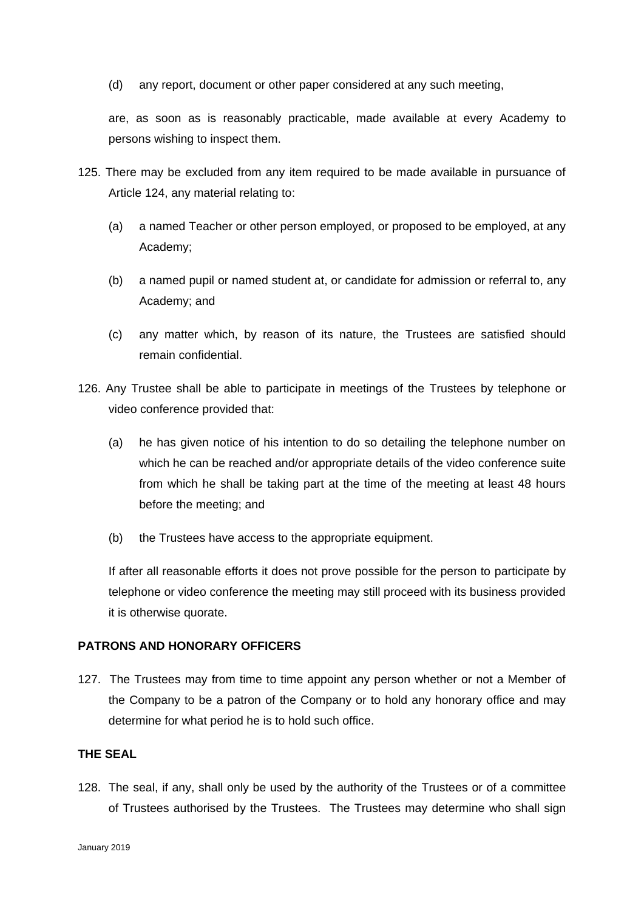(d) any report, document or other paper considered at any such meeting,

are, as soon as is reasonably practicable, made available at every Academy to persons wishing to inspect them.

125. There may be excluded from any item required to be made available in pursuance of Article 124, any material relating to:

    (a) a named Teacher or other person employed, or proposed to be employed, at any Academy;

    (b) a named pupil or named student at, or candidate for admission or referral to, any Academy; and

    (c) any matter which, by reason of its nature, the Trustees are satisfied should remain confidential.

126. Any Trustee shall be able to participate in meetings of the Trustees by telephone or video conference provided that:

    (a) he has given notice of his intention to do so detailing the telephone number on which he can be reached and/or appropriate details of the video conference suite from which he shall be taking part at the time of the meeting at least 48 hours before the meeting; and

    (b) the Trustees have access to the appropriate equipment.

    If after all reasonable efforts it does not prove possible for the person to participate by telephone or video conference the meeting may still proceed with its business provided it is otherwise quorate.

**PATRONS AND HONORARY OFFICERS**

127. The Trustees may from time to time appoint any person whether or not a Member of the Company to be a patron of the Company or to hold any honorary office and may determine for what period he is to hold such office.

**THE SEAL**

128. The seal, if any, shall only be used by the authority of the Trustees or of a committee of Trustees authorised by the Trustees. The Trustees may determine who shall sign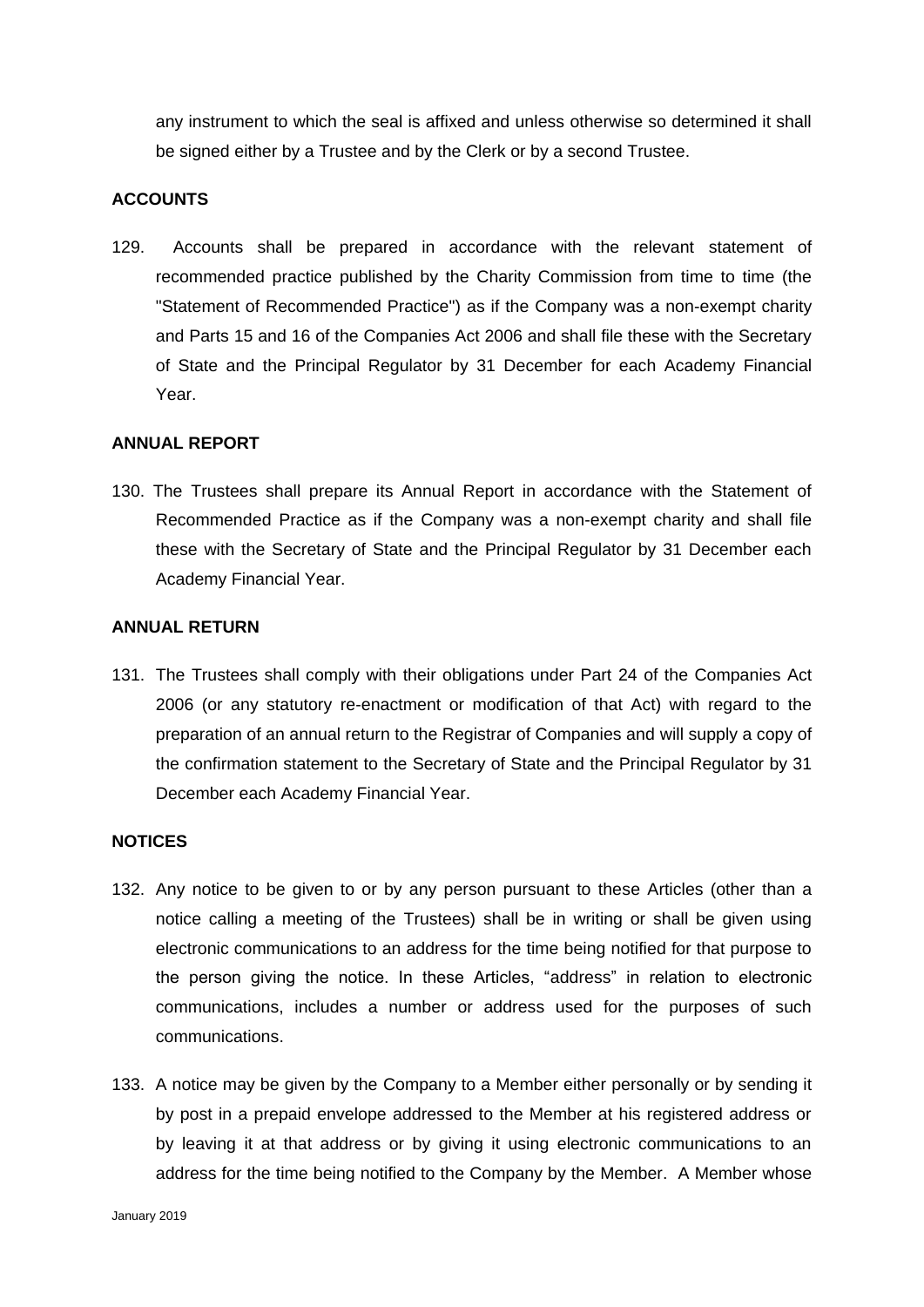any instrument to which the seal is affixed and unless otherwise so determined it shall be signed either by a Trustee and by the Clerk or by a second Trustee.

**ACCOUNTS**

129. Accounts shall be prepared in accordance with the relevant statement of recommended practice published by the Charity Commission from time to time (the "Statement of Recommended Practice") as if the Company was a non-exempt charity and Parts 15 and 16 of the Companies Act 2006 and shall file these with the Secretary of State and the Principal Regulator by 31 December for each Academy Financial Year.

**ANNUAL REPORT**

130. The Trustees shall prepare its Annual Report in accordance with the Statement of Recommended Practice as if the Company was a non-exempt charity and shall file these with the Secretary of State and the Principal Regulator by 31 December each Academy Financial Year.

**ANNUAL RETURN**

131. The Trustees shall comply with their obligations under Part 24 of the Companies Act 2006 (or any statutory re-enactment or modification of that Act) with regard to the preparation of an annual return to the Registrar of Companies and will supply a copy of the confirmation statement to the Secretary of State and the Principal Regulator by 31 December each Academy Financial Year.

**NOTICES**

132. Any notice to be given to or by any person pursuant to these Articles (other than a notice calling a meeting of the Trustees) shall be in writing or shall be given using electronic communications to an address for the time being notified for that purpose to the person giving the notice. In these Articles, “address” in relation to electronic communications, includes a number or address used for the purposes of such communications.

133. A notice may be given by the Company to a Member either personally or by sending it by post in a prepaid envelope addressed to the Member at his registered address or by leaving it at that address or by giving it using electronic communications to an address for the time being notified to the Company by the Member. A Member whose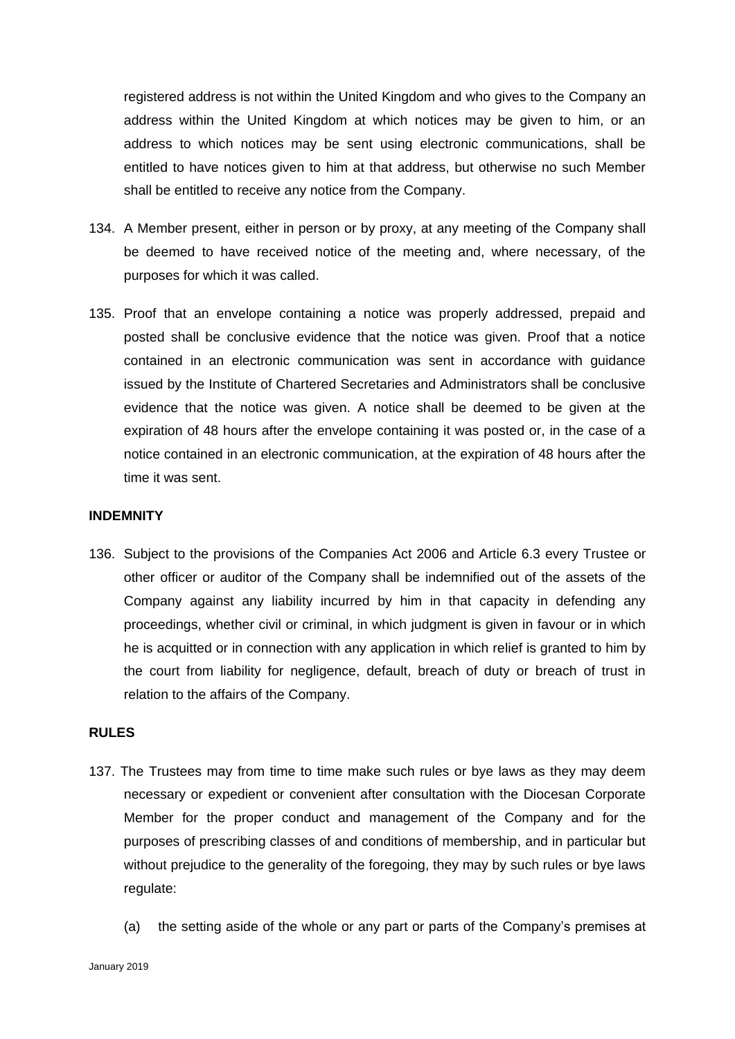registered address is not within the United Kingdom and who gives to the Company an address within the United Kingdom at which notices may be given to him, or an address to which notices may be sent using electronic communications, shall be entitled to have notices given to him at that address, but otherwise no such Member shall be entitled to receive any notice from the Company.

134. A Member present, either in person or by proxy, at any meeting of the Company shall be deemed to have received notice of the meeting and, where necessary, of the purposes for which it was called.

135. Proof that an envelope containing a notice was properly addressed, prepaid and posted shall be conclusive evidence that the notice was given. Proof that a notice contained in an electronic communication was sent in accordance with guidance issued by the Institute of Chartered Secretaries and Administrators shall be conclusive evidence that the notice was given. A notice shall be deemed to be given at the expiration of 48 hours after the envelope containing it was posted or, in the case of a notice contained in an electronic communication, at the expiration of 48 hours after the time it was sent.

**INDEMNITY**

136. Subject to the provisions of the Companies Act 2006 and Article 6.3 every Trustee or other officer or auditor of the Company shall be indemnified out of the assets of the Company against any liability incurred by him in that capacity in defending any proceedings, whether civil or criminal, in which judgment is given in favour or in which he is acquitted or in connection with any application in which relief is granted to him by the court from liability for negligence, default, breach of duty or breach of trust in relation to the affairs of the Company.

**RULES**

137. The Trustees may from time to time make such rules or bye laws as they may deem necessary or expedient or convenient after consultation with the Diocesan Corporate Member for the proper conduct and management of the Company and for the purposes of prescribing classes of and conditions of membership, and in particular but without prejudice to the generality of the foregoing, they may by such rules or bye laws regulate:

    (a) the setting aside of the whole or any part or parts of the Company's premises at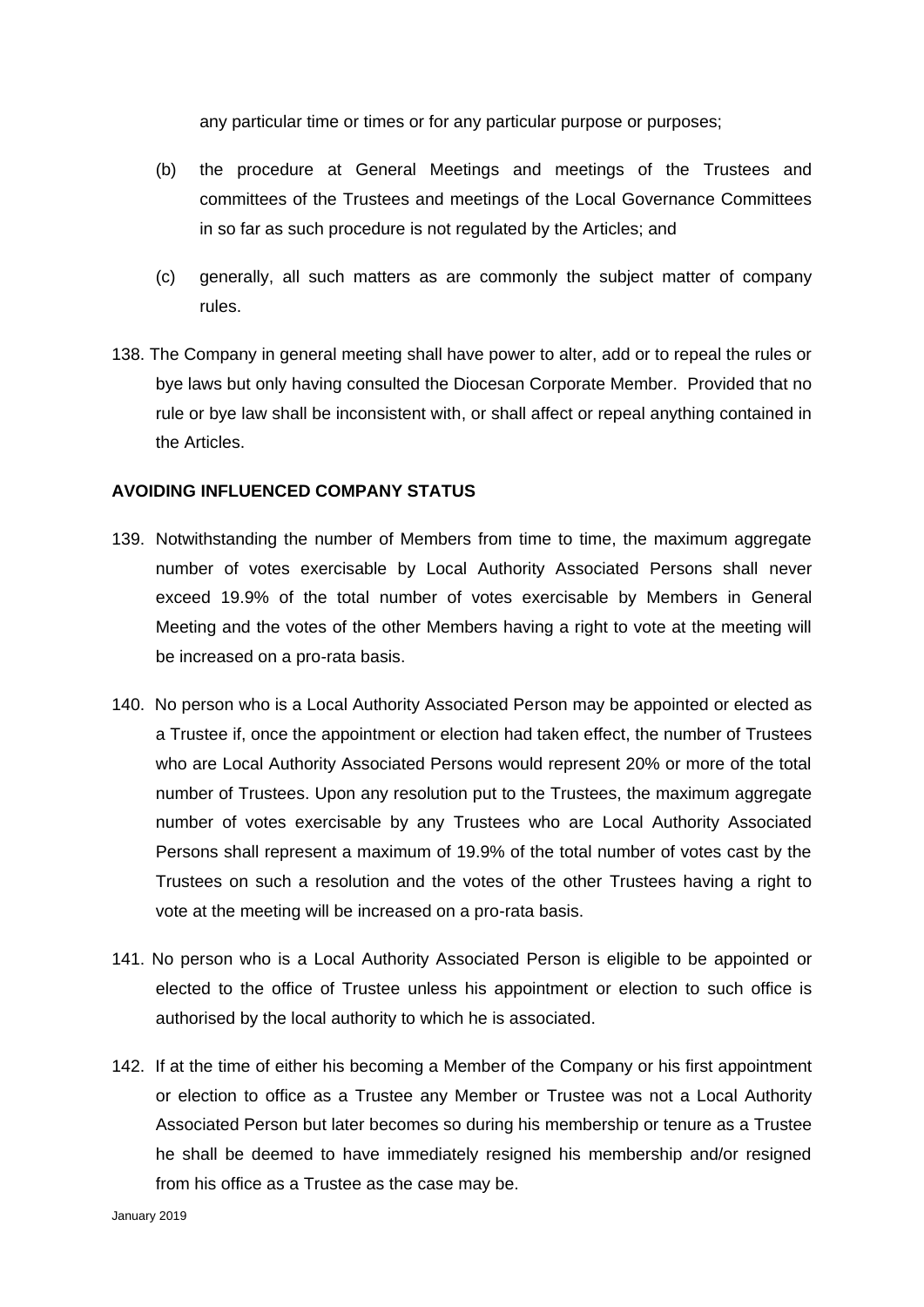any particular time or times or for any particular purpose or purposes;

(b) the procedure at General Meetings and meetings of the Trustees and committees of the Trustees and meetings of the Local Governance Committees in so far as such procedure is not regulated by the Articles; and

(c) generally, all such matters as are commonly the subject matter of company rules.

138. The Company in general meeting shall have power to alter, add or to repeal the rules or bye laws but only having consulted the Diocesan Corporate Member. Provided that no rule or bye law shall be inconsistent with, or shall affect or repeal anything contained in the Articles.

**AVOIDING INFLUENCED COMPANY STATUS**

139. Notwithstanding the number of Members from time to time, the maximum aggregate number of votes exercisable by Local Authority Associated Persons shall never exceed 19.9% of the total number of votes exercisable by Members in General Meeting and the votes of the other Members having a right to vote at the meeting will be increased on a pro-rata basis.

140. No person who is a Local Authority Associated Person may be appointed or elected as a Trustee if, once the appointment or election had taken effect, the number of Trustees who are Local Authority Associated Persons would represent 20% or more of the total number of Trustees. Upon any resolution put to the Trustees, the maximum aggregate number of votes exercisable by any Trustees who are Local Authority Associated Persons shall represent a maximum of 19.9% of the total number of votes cast by the Trustees on such a resolution and the votes of the other Trustees having a right to vote at the meeting will be increased on a pro-rata basis.

141. No person who is a Local Authority Associated Person is eligible to be appointed or elected to the office of Trustee unless his appointment or election to such office is authorised by the local authority to which he is associated.

142. If at the time of either his becoming a Member of the Company or his first appointment or election to office as a Trustee any Member or Trustee was not a Local Authority Associated Person but later becomes so during his membership or tenure as a Trustee he shall be deemed to have immediately resigned his membership and/or resigned from his office as a Trustee as the case may be.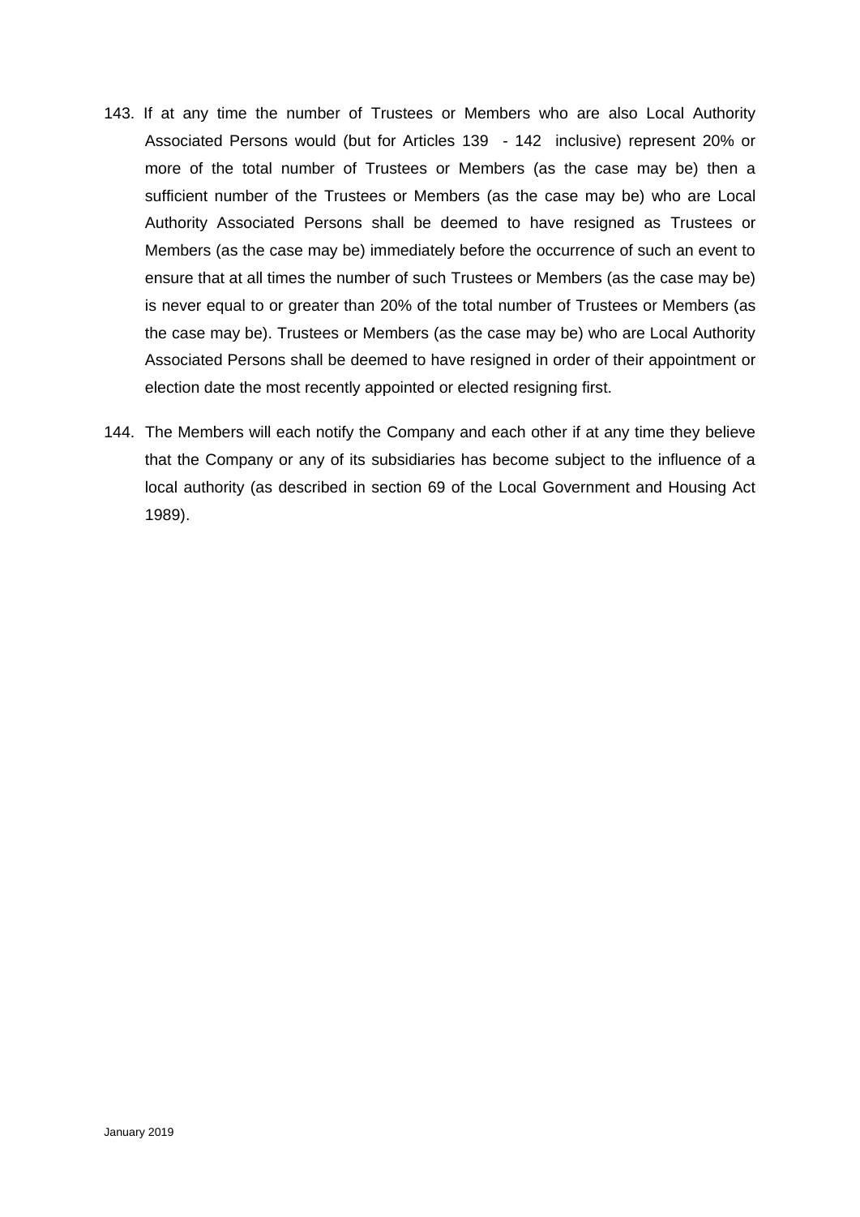143. If at any time the number of Trustees or Members who are also Local Authority Associated Persons would (but for Articles 139 - 142 inclusive) represent 20% or more of the total number of Trustees or Members (as the case may be) then a sufficient number of the Trustees or Members (as the case may be) who are Local Authority Associated Persons shall be deemed to have resigned as Trustees or Members (as the case may be) immediately before the occurrence of such an event to ensure that at all times the number of such Trustees or Members (as the case may be) is never equal to or greater than 20% of the total number of Trustees or Members (as the case may be). Trustees or Members (as the case may be) who are Local Authority Associated Persons shall be deemed to have resigned in order of their appointment or election date the most recently appointed or elected resigning first.

144. The Members will each notify the Company and each other if at any time they believe that the Company or any of its subsidiaries has become subject to the influence of a local authority (as described in section 69 of the Local Government and Housing Act 1989).